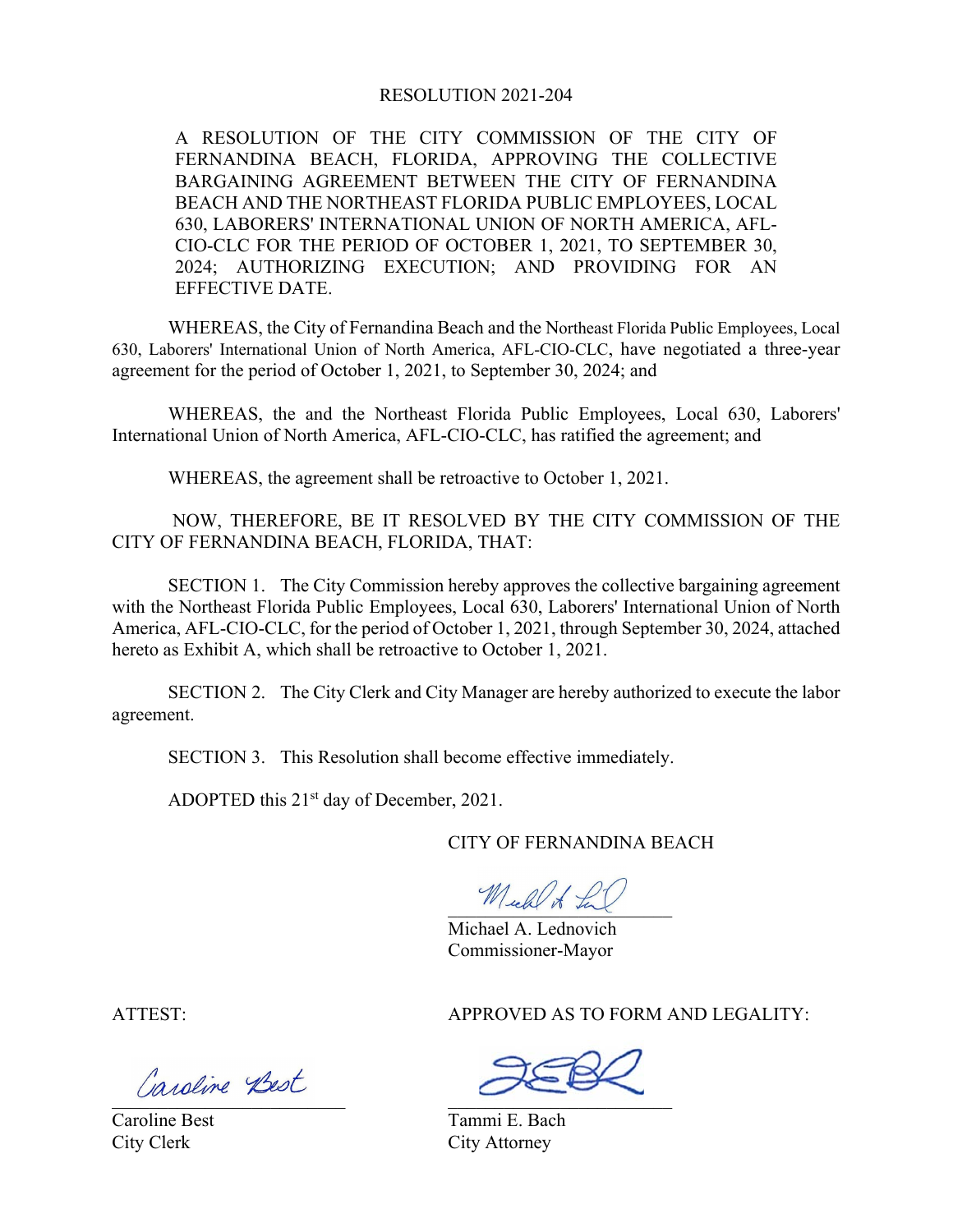# RESOLUTION 2021-204

A RESOLUTION OF THE CITY COMMISSION OF THE CITY OF FERNANDINA BEACH, FLORIDA, APPROVING THE COLLECTIVE BARGAINING AGREEMENT BETWEEN THE CITY OF FERNANDINA BEACH AND THE NORTHEAST FLORIDA PUBLIC EMPLOYEES, LOCAL 630, LABORERS' INTERNATIONAL UNION OF NORTH AMERICA, AFL-CIO-CLC FOR THE PERIOD OF OCTOBER 1, 2021, TO SEPTEMBER 30, 2024; AUTHORIZING EXECUTION; AND PROVIDING FOR AN EFFECTIVE DATE.

WHEREAS, the City of Fernandina Beach and the Northeast Florida Public Employees, Local 630, Laborers' International Union of North America, AFL-CIO-CLC, have negotiated a three-year agreement for the period of October 1, 2021, to September 30, 2024; and

WHEREAS, the and the Northeast Florida Public Employees, Local 630, Laborers' International Union of North America, AFL-CIO-CLC, has ratified the agreement; and

WHEREAS, the agreement shall be retroactive to October 1, 2021.

NOW, THEREFORE, BE IT RESOLVED BY THE CITY COMMISSION OF THE CITY OF FERNANDINA BEACH, FLORIDA, THAT:

SECTION 1. The City Commission hereby approves the collective bargaining agreement with the Northeast Florida Public Employees, Local 630, Laborers' International Union of North America, AFL-CIO-CLC, for the period of October 1, 2021, through September 30, 2024, attached hereto as Exhibit A, which shall be retroactive to October 1, 2021.

SECTION 2. The City Clerk and City Manager are hereby authorized to execute the labor agreement.

SECTION 3. This Resolution shall become effective immediately.

ADOPTED this 21st day of December, 2021.

CITY OF FERNANDINA BEACH

Michael A. Lednovich
Commissioner-Mayor

ATTEST:

Caroline Best
City Clerk

APPROVED AS TO FORM AND LEGALITY:

Tammi E. Bach
City Attorney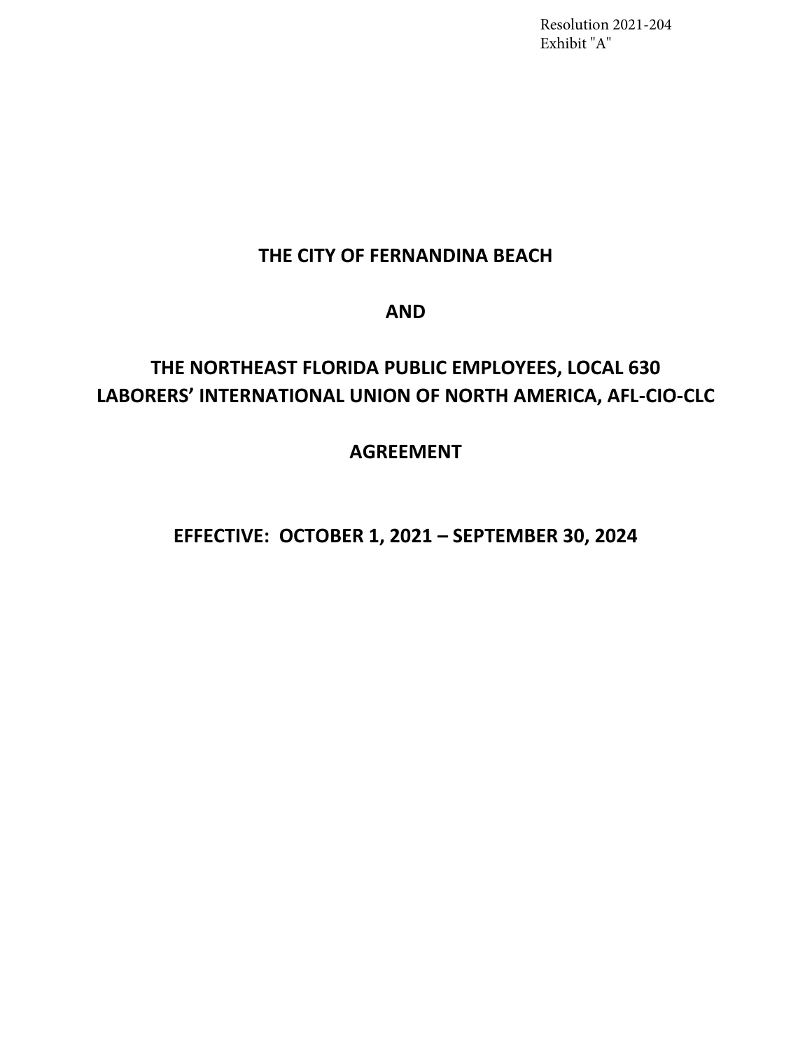Resolution 2021-204
Exhibit "A"

# THE CITY OF FERNANDINA BEACH

# AND

# THE NORTHEAST FLORIDA PUBLIC EMPLOYEES, LOCAL 630 LABORERS' INTERNATIONAL UNION OF NORTH AMERICA, AFL-CIO-CLC

# AGREEMENT

# EFFECTIVE: OCTOBER 1, 2021 – SEPTEMBER 30, 2024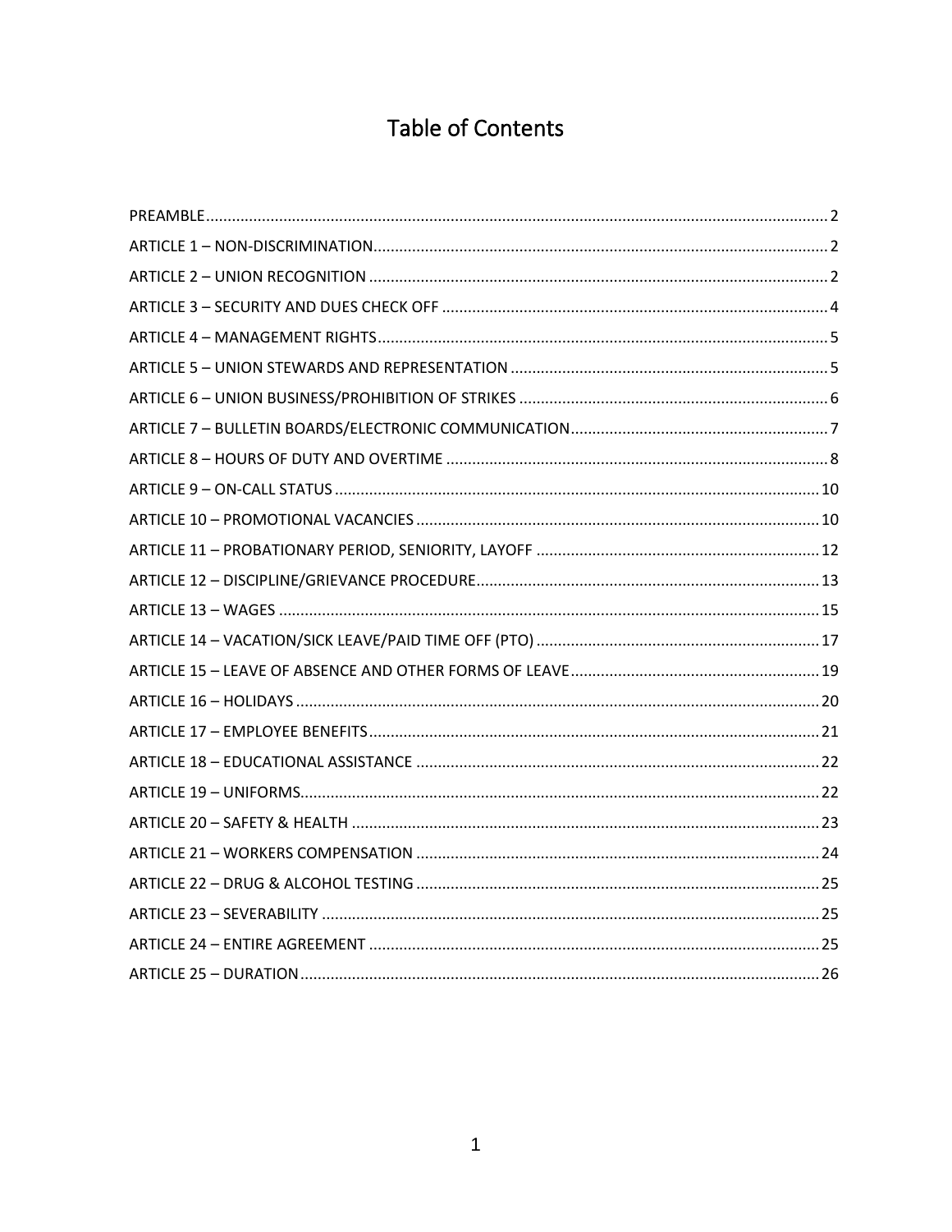# Table of Contents

PREAMBLE ........ 2
ARTICLE 1 – NON-DISCRIMINATION ........ 2
ARTICLE 2 – UNION RECOGNITION ........ 2
ARTICLE 3 – SECURITY AND DUES CHECK OFF ........ 4
ARTICLE 4 – MANAGEMENT RIGHTS ........ 5
ARTICLE 5 – UNION STEWARDS AND REPRESENTATION ........ 5
ARTICLE 6 – UNION BUSINESS/PROHIBITION OF STRIKES ........ 6
ARTICLE 7 – BULLETIN BOARDS/ELECTRONIC COMMUNICATION ........ 7
ARTICLE 8 – HOURS OF DUTY AND OVERTIME ........ 8
ARTICLE 9 – ON-CALL STATUS ........ 10
ARTICLE 10 – PROMOTIONAL VACANCIES ........ 10
ARTICLE 11 – PROBATIONARY PERIOD, SENIORITY, LAYOFF ........ 12
ARTICLE 12 – DISCIPLINE/GRIEVANCE PROCEDURE ........ 13
ARTICLE 13 – WAGES ........ 15
ARTICLE 14 – VACATION/SICK LEAVE/PAID TIME OFF (PTO) ........ 17
ARTICLE 15 – LEAVE OF ABSENCE AND OTHER FORMS OF LEAVE ........ 19
ARTICLE 16 – HOLIDAYS ........ 20
ARTICLE 17 – EMPLOYEE BENEFITS ........ 21
ARTICLE 18 – EDUCATIONAL ASSISTANCE ........ 22
ARTICLE 19 – UNIFORMS ........ 22
ARTICLE 20 – SAFETY & HEALTH ........ 23
ARTICLE 21 – WORKERS COMPENSATION ........ 24
ARTICLE 22 – DRUG & ALCOHOL TESTING ........ 25
ARTICLE 23 – SEVERABILITY ........ 25
ARTICLE 24 – ENTIRE AGREEMENT ........ 25
ARTICLE 25 – DURATION ........ 26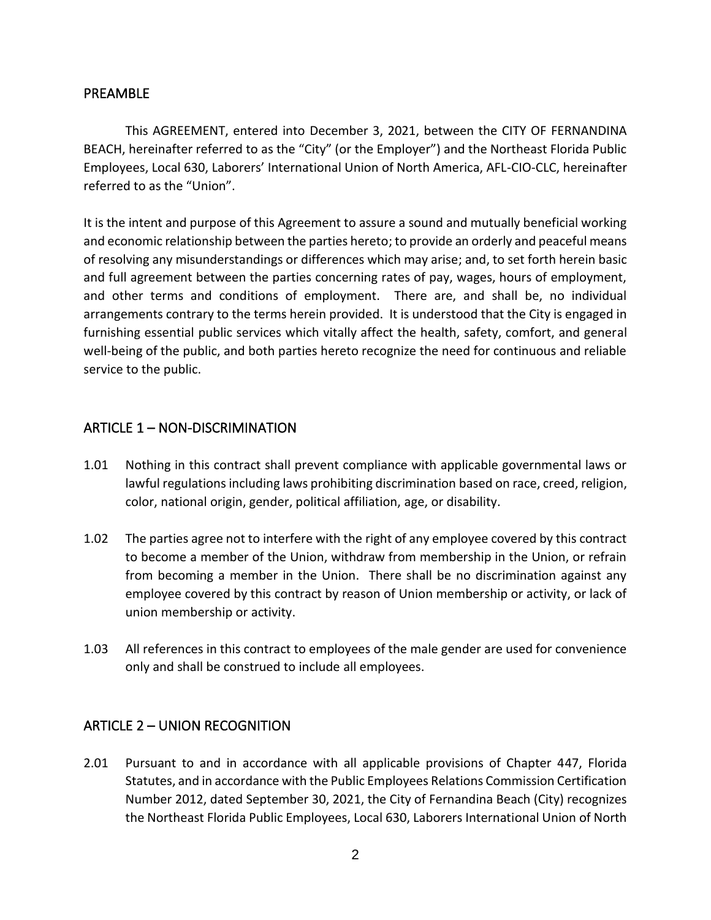## PREAMBLE

This AGREEMENT, entered into December 3, 2021, between the CITY OF FERNANDINA BEACH, hereinafter referred to as the "City" (or the Employer") and the Northeast Florida Public Employees, Local 630, Laborers' International Union of North America, AFL-CIO-CLC, hereinafter referred to as the "Union".

It is the intent and purpose of this Agreement to assure a sound and mutually beneficial working and economic relationship between the parties hereto; to provide an orderly and peaceful means of resolving any misunderstandings or differences which may arise; and, to set forth herein basic and full agreement between the parties concerning rates of pay, wages, hours of employment, and other terms and conditions of employment. There are, and shall be, no individual arrangements contrary to the terms herein provided. It is understood that the City is engaged in furnishing essential public services which vitally affect the health, safety, comfort, and general well-being of the public, and both parties hereto recognize the need for continuous and reliable service to the public.

## ARTICLE 1 – NON-DISCRIMINATION

1.01 Nothing in this contract shall prevent compliance with applicable governmental laws or lawful regulations including laws prohibiting discrimination based on race, creed, religion, color, national origin, gender, political affiliation, age, or disability.

1.02 The parties agree not to interfere with the right of any employee covered by this contract to become a member of the Union, withdraw from membership in the Union, or refrain from becoming a member in the Union. There shall be no discrimination against any employee covered by this contract by reason of Union membership or activity, or lack of union membership or activity.

1.03 All references in this contract to employees of the male gender are used for convenience only and shall be construed to include all employees.

## ARTICLE 2 – UNION RECOGNITION

2.01 Pursuant to and in accordance with all applicable provisions of Chapter 447, Florida Statutes, and in accordance with the Public Employees Relations Commission Certification Number 2012, dated September 30, 2021, the City of Fernandina Beach (City) recognizes the Northeast Florida Public Employees, Local 630, Laborers International Union of North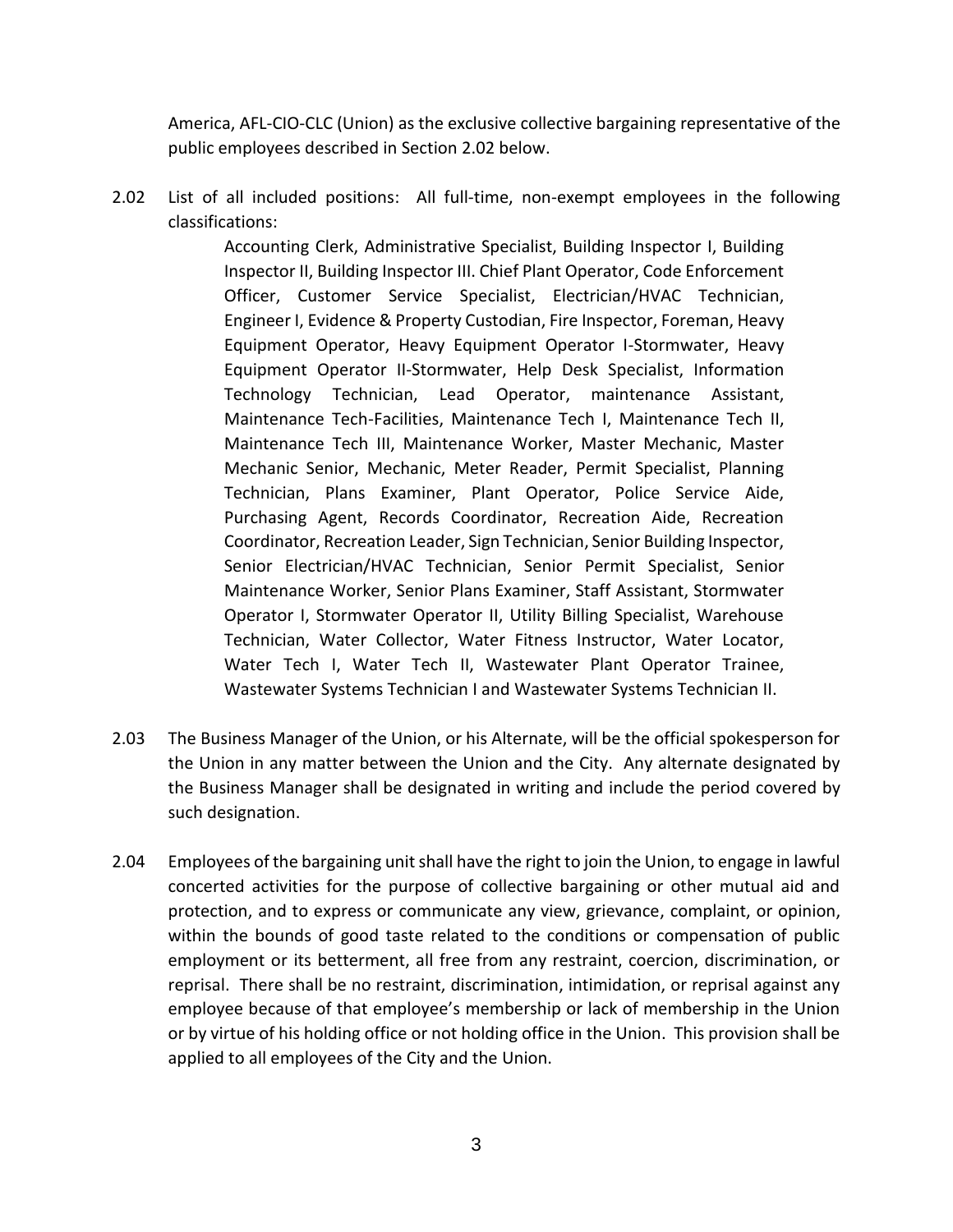America, AFL-CIO-CLC (Union) as the exclusive collective bargaining representative of the public employees described in Section 2.02 below.

2.02 List of all included positions: All full-time, non-exempt employees in the following classifications:

> Accounting Clerk, Administrative Specialist, Building Inspector I, Building Inspector II, Building Inspector III. Chief Plant Operator, Code Enforcement Officer, Customer Service Specialist, Electrician/HVAC Technician, Engineer I, Evidence & Property Custodian, Fire Inspector, Foreman, Heavy Equipment Operator, Heavy Equipment Operator I-Stormwater, Heavy Equipment Operator II-Stormwater, Help Desk Specialist, Information Technology Technician, Lead Operator, maintenance Assistant, Maintenance Tech-Facilities, Maintenance Tech I, Maintenance Tech II, Maintenance Tech III, Maintenance Worker, Master Mechanic, Master Mechanic Senior, Mechanic, Meter Reader, Permit Specialist, Planning Technician, Plans Examiner, Plant Operator, Police Service Aide, Purchasing Agent, Records Coordinator, Recreation Aide, Recreation Coordinator, Recreation Leader, Sign Technician, Senior Building Inspector, Senior Electrician/HVAC Technician, Senior Permit Specialist, Senior Maintenance Worker, Senior Plans Examiner, Staff Assistant, Stormwater Operator I, Stormwater Operator II, Utility Billing Specialist, Warehouse Technician, Water Collector, Water Fitness Instructor, Water Locator, Water Tech I, Water Tech II, Wastewater Plant Operator Trainee, Wastewater Systems Technician I and Wastewater Systems Technician II.

2.03 The Business Manager of the Union, or his Alternate, will be the official spokesperson for the Union in any matter between the Union and the City. Any alternate designated by the Business Manager shall be designated in writing and include the period covered by such designation.

2.04 Employees of the bargaining unit shall have the right to join the Union, to engage in lawful concerted activities for the purpose of collective bargaining or other mutual aid and protection, and to express or communicate any view, grievance, complaint, or opinion, within the bounds of good taste related to the conditions or compensation of public employment or its betterment, all free from any restraint, coercion, discrimination, or reprisal. There shall be no restraint, discrimination, intimidation, or reprisal against any employee because of that employee's membership or lack of membership in the Union or by virtue of his holding office or not holding office in the Union. This provision shall be applied to all employees of the City and the Union.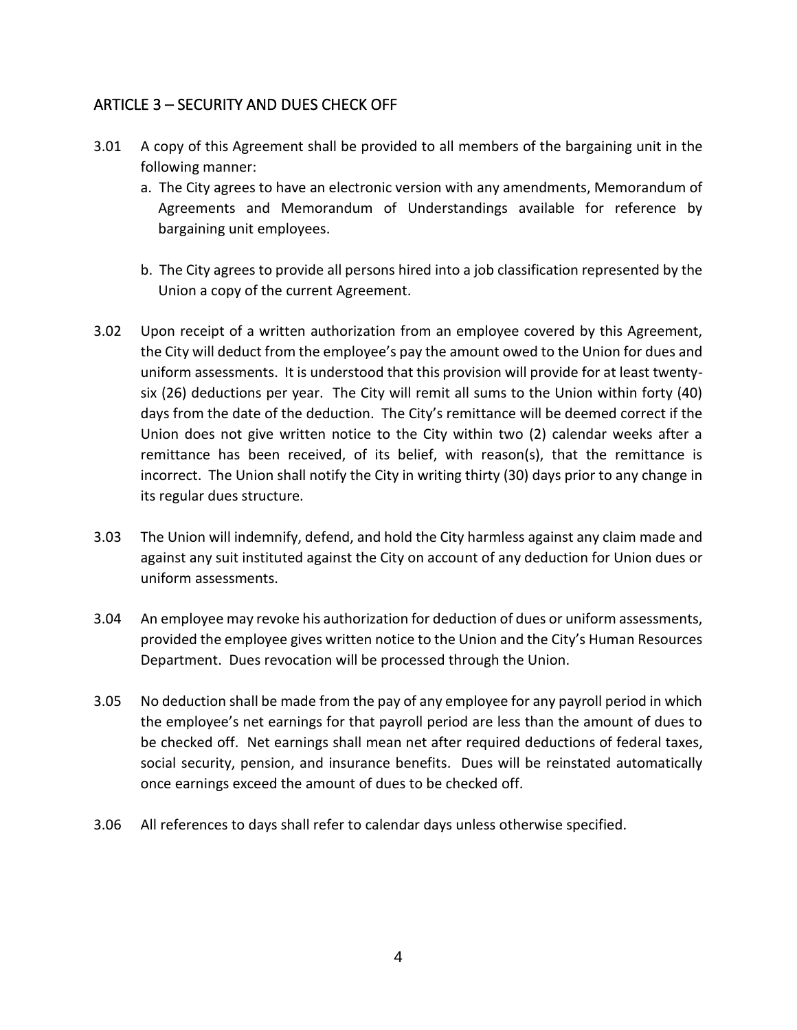## ARTICLE 3 – SECURITY AND DUES CHECK OFF

3.01 A copy of this Agreement shall be provided to all members of the bargaining unit in the following manner:

   a. The City agrees to have an electronic version with any amendments, Memorandum of Agreements and Memorandum of Understandings available for reference by bargaining unit employees.

   b. The City agrees to provide all persons hired into a job classification represented by the Union a copy of the current Agreement.

3.02 Upon receipt of a written authorization from an employee covered by this Agreement, the City will deduct from the employee's pay the amount owed to the Union for dues and uniform assessments. It is understood that this provision will provide for at least twenty-six (26) deductions per year. The City will remit all sums to the Union within forty (40) days from the date of the deduction. The City's remittance will be deemed correct if the Union does not give written notice to the City within two (2) calendar weeks after a remittance has been received, of its belief, with reason(s), that the remittance is incorrect. The Union shall notify the City in writing thirty (30) days prior to any change in its regular dues structure.

3.03 The Union will indemnify, defend, and hold the City harmless against any claim made and against any suit instituted against the City on account of any deduction for Union dues or uniform assessments.

3.04 An employee may revoke his authorization for deduction of dues or uniform assessments, provided the employee gives written notice to the Union and the City's Human Resources Department. Dues revocation will be processed through the Union.

3.05 No deduction shall be made from the pay of any employee for any payroll period in which the employee's net earnings for that payroll period are less than the amount of dues to be checked off. Net earnings shall mean net after required deductions of federal taxes, social security, pension, and insurance benefits. Dues will be reinstated automatically once earnings exceed the amount of dues to be checked off.

3.06 All references to days shall refer to calendar days unless otherwise specified.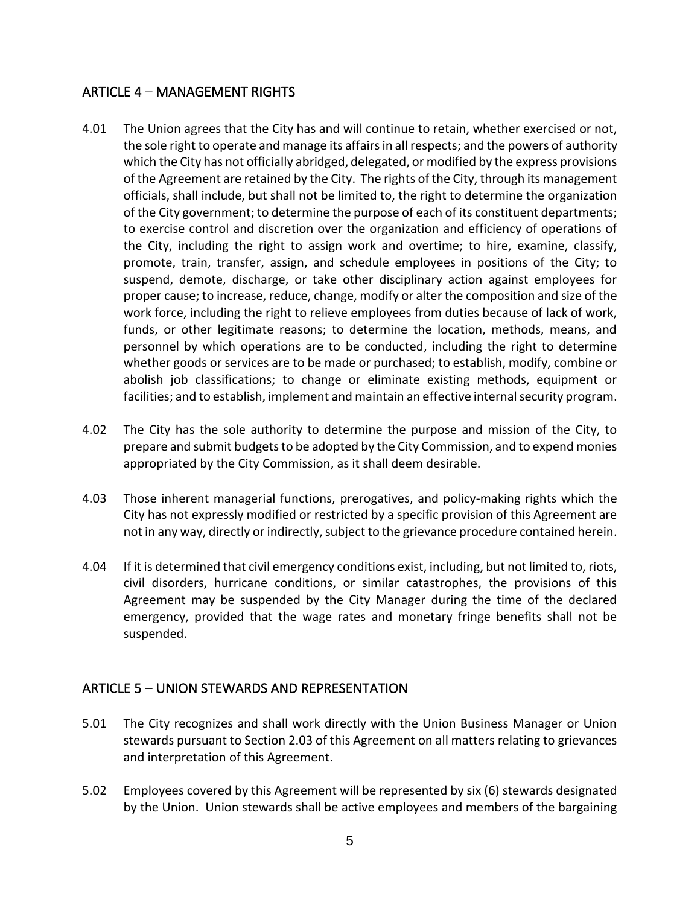## ARTICLE 4 – MANAGEMENT RIGHTS

4.01 The Union agrees that the City has and will continue to retain, whether exercised or not, the sole right to operate and manage its affairs in all respects; and the powers of authority which the City has not officially abridged, delegated, or modified by the express provisions of the Agreement are retained by the City. The rights of the City, through its management officials, shall include, but shall not be limited to, the right to determine the organization of the City government; to determine the purpose of each of its constituent departments; to exercise control and discretion over the organization and efficiency of operations of the City, including the right to assign work and overtime; to hire, examine, classify, promote, train, transfer, assign, and schedule employees in positions of the City; to suspend, demote, discharge, or take other disciplinary action against employees for proper cause; to increase, reduce, change, modify or alter the composition and size of the work force, including the right to relieve employees from duties because of lack of work, funds, or other legitimate reasons; to determine the location, methods, means, and personnel by which operations are to be conducted, including the right to determine whether goods or services are to be made or purchased; to establish, modify, combine or abolish job classifications; to change or eliminate existing methods, equipment or facilities; and to establish, implement and maintain an effective internal security program.

4.02 The City has the sole authority to determine the purpose and mission of the City, to prepare and submit budgets to be adopted by the City Commission, and to expend monies appropriated by the City Commission, as it shall deem desirable.

4.03 Those inherent managerial functions, prerogatives, and policy-making rights which the City has not expressly modified or restricted by a specific provision of this Agreement are not in any way, directly or indirectly, subject to the grievance procedure contained herein.

4.04 If it is determined that civil emergency conditions exist, including, but not limited to, riots, civil disorders, hurricane conditions, or similar catastrophes, the provisions of this Agreement may be suspended by the City Manager during the time of the declared emergency, provided that the wage rates and monetary fringe benefits shall not be suspended.

## ARTICLE 5 – UNION STEWARDS AND REPRESENTATION

5.01 The City recognizes and shall work directly with the Union Business Manager or Union stewards pursuant to Section 2.03 of this Agreement on all matters relating to grievances and interpretation of this Agreement.

5.02 Employees covered by this Agreement will be represented by six (6) stewards designated by the Union. Union stewards shall be active employees and members of the bargaining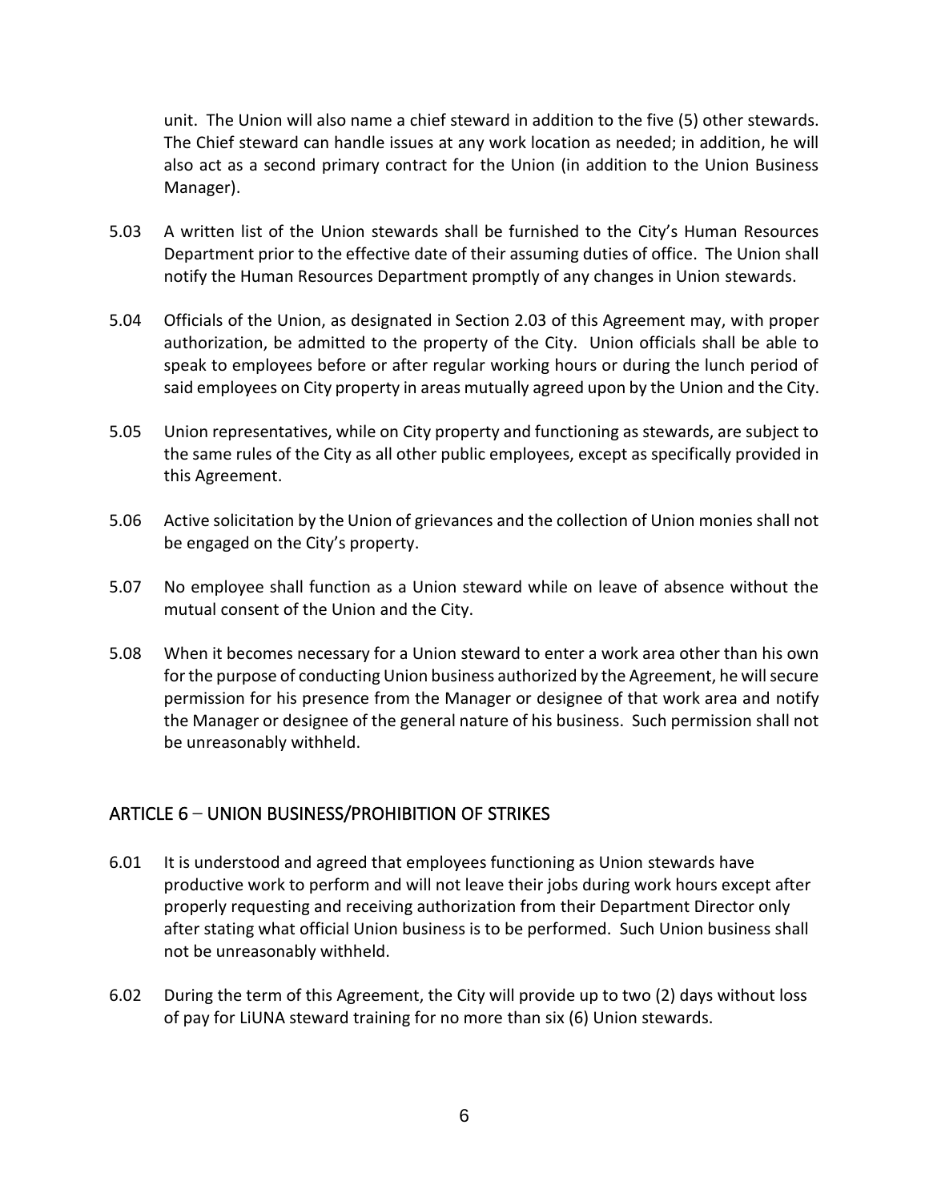unit. The Union will also name a chief steward in addition to the five (5) other stewards. The Chief steward can handle issues at any work location as needed; in addition, he will also act as a second primary contract for the Union (in addition to the Union Business Manager).

5.03 A written list of the Union stewards shall be furnished to the City's Human Resources Department prior to the effective date of their assuming duties of office. The Union shall notify the Human Resources Department promptly of any changes in Union stewards.

5.04 Officials of the Union, as designated in Section 2.03 of this Agreement may, with proper authorization, be admitted to the property of the City. Union officials shall be able to speak to employees before or after regular working hours or during the lunch period of said employees on City property in areas mutually agreed upon by the Union and the City.

5.05 Union representatives, while on City property and functioning as stewards, are subject to the same rules of the City as all other public employees, except as specifically provided in this Agreement.

5.06 Active solicitation by the Union of grievances and the collection of Union monies shall not be engaged on the City's property.

5.07 No employee shall function as a Union steward while on leave of absence without the mutual consent of the Union and the City.

5.08 When it becomes necessary for a Union steward to enter a work area other than his own for the purpose of conducting Union business authorized by the Agreement, he will secure permission for his presence from the Manager or designee of that work area and notify the Manager or designee of the general nature of his business. Such permission shall not be unreasonably withheld.

## ARTICLE 6 – UNION BUSINESS/PROHIBITION OF STRIKES

6.01 It is understood and agreed that employees functioning as Union stewards have productive work to perform and will not leave their jobs during work hours except after properly requesting and receiving authorization from their Department Director only after stating what official Union business is to be performed. Such Union business shall not be unreasonably withheld.

6.02 During the term of this Agreement, the City will provide up to two (2) days without loss of pay for LiUNA steward training for no more than six (6) Union stewards.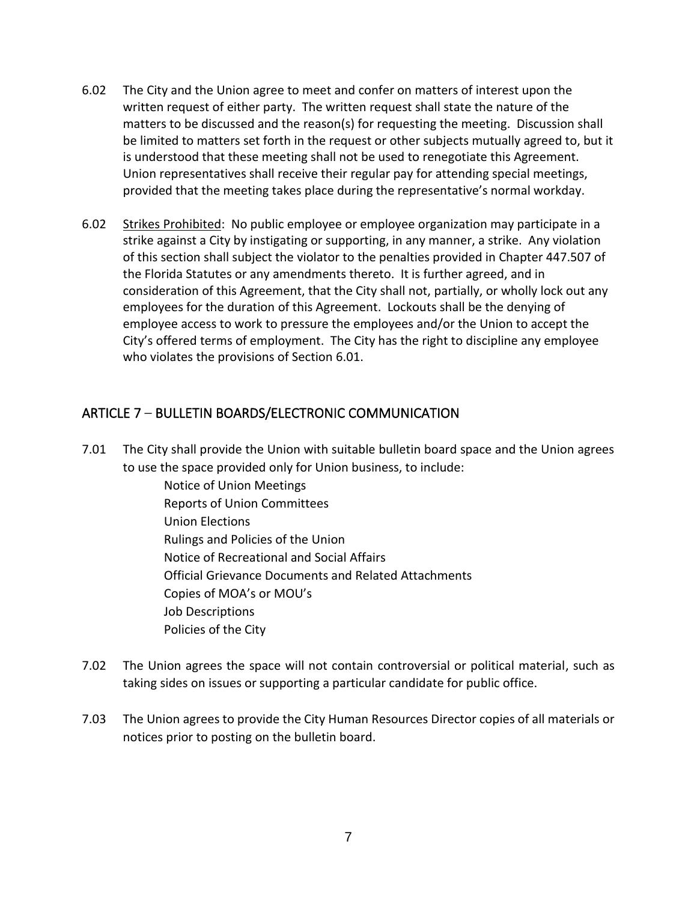6.02 The City and the Union agree to meet and confer on matters of interest upon the written request of either party. The written request shall state the nature of the matters to be discussed and the reason(s) for requesting the meeting. Discussion shall be limited to matters set forth in the request or other subjects mutually agreed to, but it is understood that these meeting shall not be used to renegotiate this Agreement. Union representatives shall receive their regular pay for attending special meetings, provided that the meeting takes place during the representative's normal workday.

6.02 Strikes Prohibited: No public employee or employee organization may participate in a strike against a City by instigating or supporting, in any manner, a strike. Any violation of this section shall subject the violator to the penalties provided in Chapter 447.507 of the Florida Statutes or any amendments thereto. It is further agreed, and in consideration of this Agreement, that the City shall not, partially, or wholly lock out any employees for the duration of this Agreement. Lockouts shall be the denying of employee access to work to pressure the employees and/or the Union to accept the City's offered terms of employment. The City has the right to discipline any employee who violates the provisions of Section 6.01.

## ARTICLE 7 – BULLETIN BOARDS/ELECTRONIC COMMUNICATION

7.01 The City shall provide the Union with suitable bulletin board space and the Union agrees to use the space provided only for Union business, to include:

- Notice of Union Meetings
- Reports of Union Committees
- Union Elections
- Rulings and Policies of the Union
- Notice of Recreational and Social Affairs
- Official Grievance Documents and Related Attachments
- Copies of MOA's or MOU's
- Job Descriptions
- Policies of the City

7.02 The Union agrees the space will not contain controversial or political material, such as taking sides on issues or supporting a particular candidate for public office.

7.03 The Union agrees to provide the City Human Resources Director copies of all materials or notices prior to posting on the bulletin board.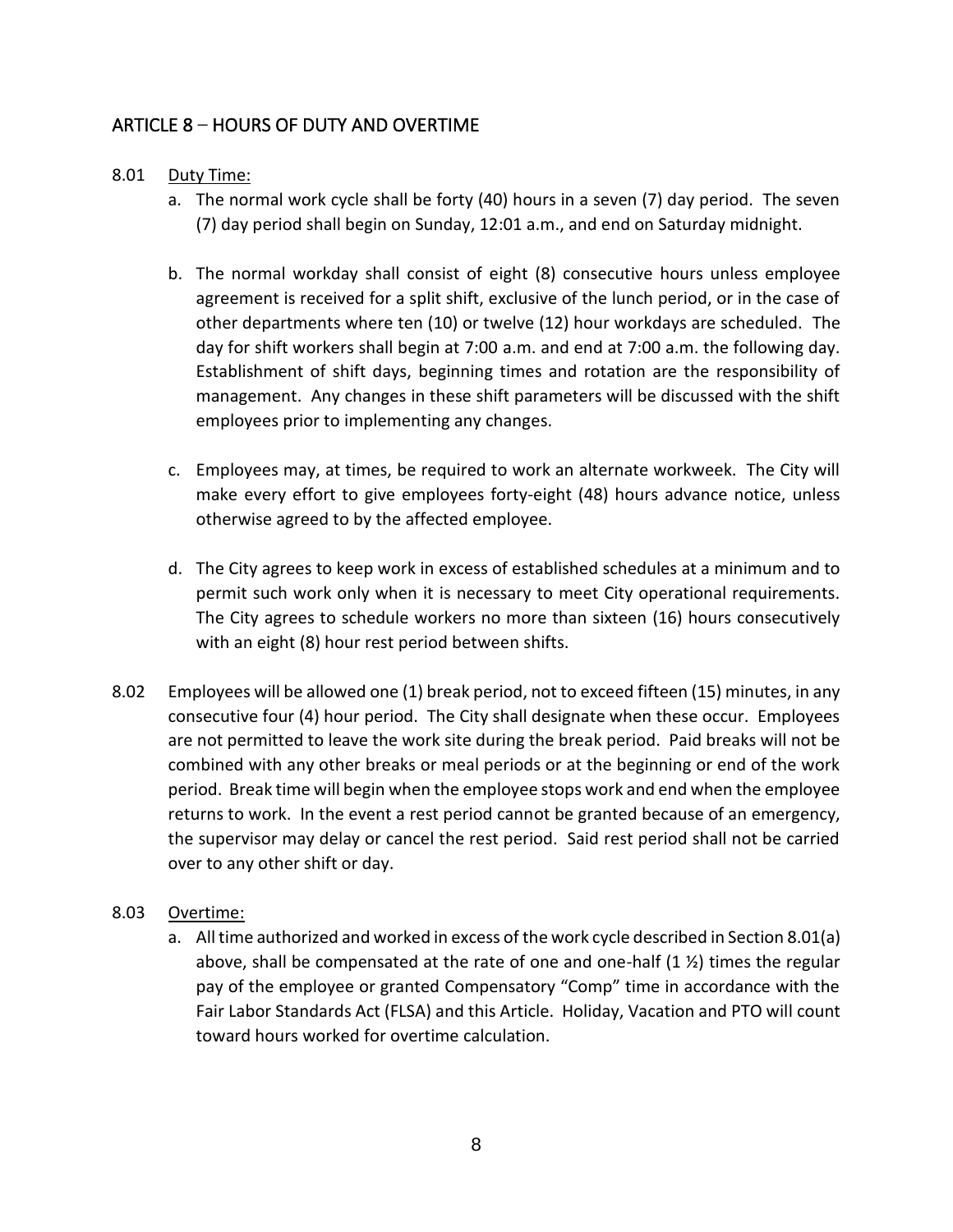## ARTICLE 8 – HOURS OF DUTY AND OVERTIME

8.01 Duty Time:

a. The normal work cycle shall be forty (40) hours in a seven (7) day period. The seven (7) day period shall begin on Sunday, 12:01 a.m., and end on Saturday midnight.

b. The normal workday shall consist of eight (8) consecutive hours unless employee agreement is received for a split shift, exclusive of the lunch period, or in the case of other departments where ten (10) or twelve (12) hour workdays are scheduled. The day for shift workers shall begin at 7:00 a.m. and end at 7:00 a.m. the following day. Establishment of shift days, beginning times and rotation are the responsibility of management. Any changes in these shift parameters will be discussed with the shift employees prior to implementing any changes.

c. Employees may, at times, be required to work an alternate workweek. The City will make every effort to give employees forty-eight (48) hours advance notice, unless otherwise agreed to by the affected employee.

d. The City agrees to keep work in excess of established schedules at a minimum and to permit such work only when it is necessary to meet City operational requirements. The City agrees to schedule workers no more than sixteen (16) hours consecutively with an eight (8) hour rest period between shifts.

8.02 Employees will be allowed one (1) break period, not to exceed fifteen (15) minutes, in any consecutive four (4) hour period. The City shall designate when these occur. Employees are not permitted to leave the work site during the break period. Paid breaks will not be combined with any other breaks or meal periods or at the beginning or end of the work period. Break time will begin when the employee stops work and end when the employee returns to work. In the event a rest period cannot be granted because of an emergency, the supervisor may delay or cancel the rest period. Said rest period shall not be carried over to any other shift or day.

8.03 Overtime:

a. All time authorized and worked in excess of the work cycle described in Section 8.01(a) above, shall be compensated at the rate of one and one-half (1 ½) times the regular pay of the employee or granted Compensatory "Comp" time in accordance with the Fair Labor Standards Act (FLSA) and this Article. Holiday, Vacation and PTO will count toward hours worked for overtime calculation.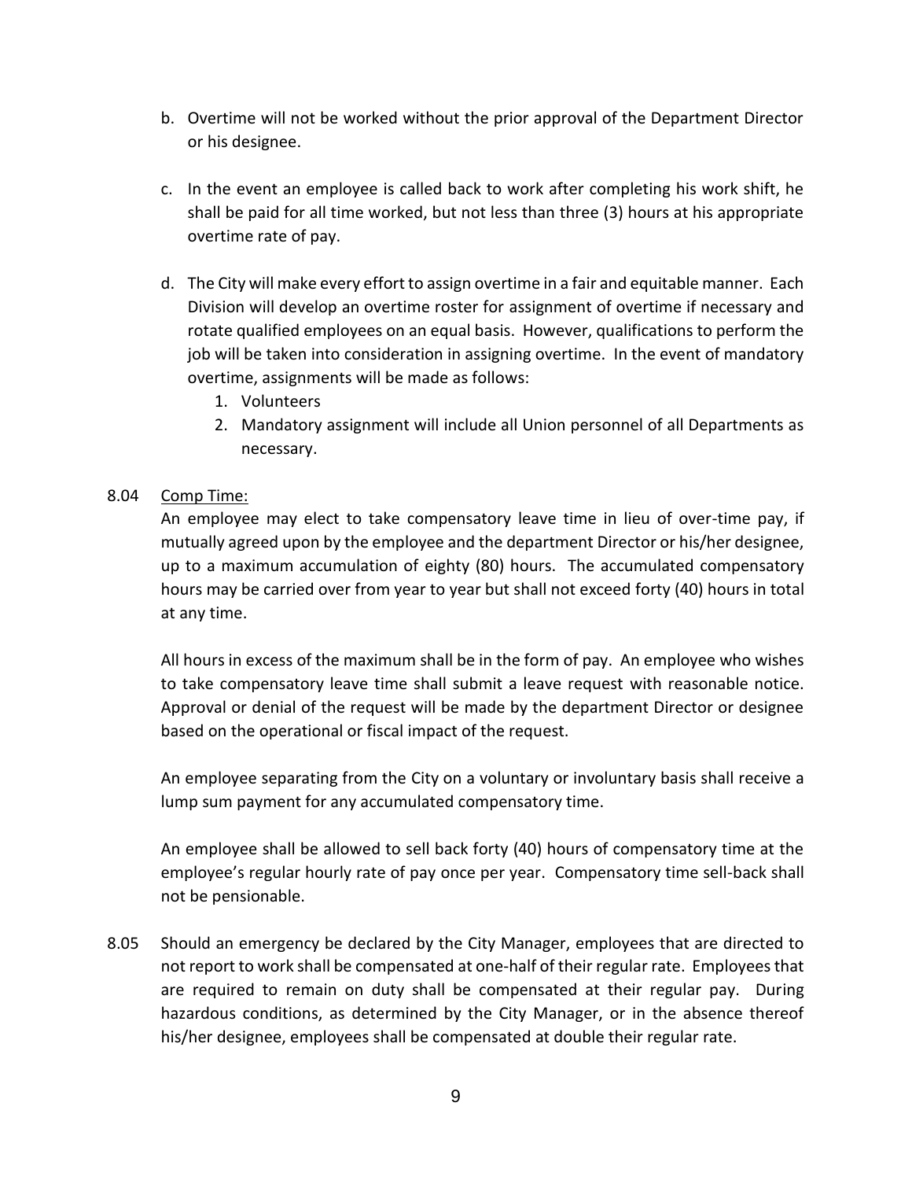b. Overtime will not be worked without the prior approval of the Department Director or his designee.

c. In the event an employee is called back to work after completing his work shift, he shall be paid for all time worked, but not less than three (3) hours at his appropriate overtime rate of pay.

d. The City will make every effort to assign overtime in a fair and equitable manner. Each Division will develop an overtime roster for assignment of overtime if necessary and rotate qualified employees on an equal basis. However, qualifications to perform the job will be taken into consideration in assigning overtime. In the event of mandatory overtime, assignments will be made as follows:
   1. Volunteers
   2. Mandatory assignment will include all Union personnel of all Departments as necessary.

8.04 Comp Time:

An employee may elect to take compensatory leave time in lieu of over-time pay, if mutually agreed upon by the employee and the department Director or his/her designee, up to a maximum accumulation of eighty (80) hours. The accumulated compensatory hours may be carried over from year to year but shall not exceed forty (40) hours in total at any time.

All hours in excess of the maximum shall be in the form of pay. An employee who wishes to take compensatory leave time shall submit a leave request with reasonable notice. Approval or denial of the request will be made by the department Director or designee based on the operational or fiscal impact of the request.

An employee separating from the City on a voluntary or involuntary basis shall receive a lump sum payment for any accumulated compensatory time.

An employee shall be allowed to sell back forty (40) hours of compensatory time at the employee's regular hourly rate of pay once per year. Compensatory time sell-back shall not be pensionable.

8.05 Should an emergency be declared by the City Manager, employees that are directed to not report to work shall be compensated at one-half of their regular rate. Employees that are required to remain on duty shall be compensated at their regular pay. During hazardous conditions, as determined by the City Manager, or in the absence thereof his/her designee, employees shall be compensated at double their regular rate.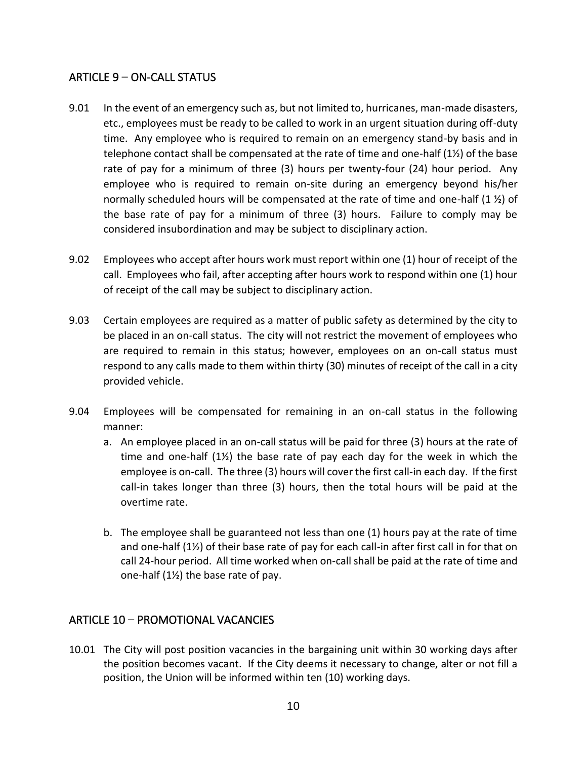## ARTICLE 9 – ON-CALL STATUS

9.01 In the event of an emergency such as, but not limited to, hurricanes, man-made disasters, etc., employees must be ready to be called to work in an urgent situation during off-duty time. Any employee who is required to remain on an emergency stand-by basis and in telephone contact shall be compensated at the rate of time and one-half (1½) of the base rate of pay for a minimum of three (3) hours per twenty-four (24) hour period. Any employee who is required to remain on-site during an emergency beyond his/her normally scheduled hours will be compensated at the rate of time and one-half (1 ½) of the base rate of pay for a minimum of three (3) hours. Failure to comply may be considered insubordination and may be subject to disciplinary action.

9.02 Employees who accept after hours work must report within one (1) hour of receipt of the call. Employees who fail, after accepting after hours work to respond within one (1) hour of receipt of the call may be subject to disciplinary action.

9.03 Certain employees are required as a matter of public safety as determined by the city to be placed in an on-call status. The city will not restrict the movement of employees who are required to remain in this status; however, employees on an on-call status must respond to any calls made to them within thirty (30) minutes of receipt of the call in a city provided vehicle.

9.04 Employees will be compensated for remaining in an on-call status in the following manner:

a. An employee placed in an on-call status will be paid for three (3) hours at the rate of time and one-half (1½) the base rate of pay each day for the week in which the employee is on-call. The three (3) hours will cover the first call-in each day. If the first call-in takes longer than three (3) hours, then the total hours will be paid at the overtime rate.

b. The employee shall be guaranteed not less than one (1) hours pay at the rate of time and one-half (1½) of their base rate of pay for each call-in after first call in for that on call 24-hour period. All time worked when on-call shall be paid at the rate of time and one-half (1½) the base rate of pay.

## ARTICLE 10 – PROMOTIONAL VACANCIES

10.01 The City will post position vacancies in the bargaining unit within 30 working days after the position becomes vacant. If the City deems it necessary to change, alter or not fill a position, the Union will be informed within ten (10) working days.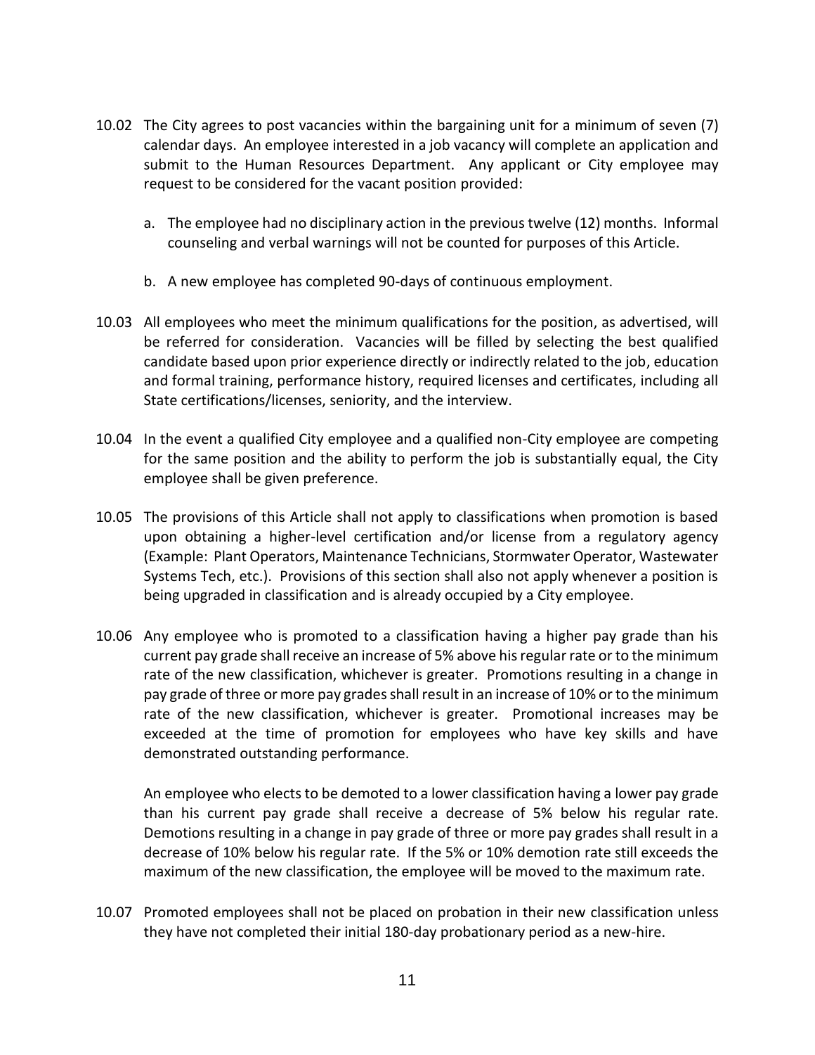10.02 The City agrees to post vacancies within the bargaining unit for a minimum of seven (7) calendar days. An employee interested in a job vacancy will complete an application and submit to the Human Resources Department. Any applicant or City employee may request to be considered for the vacant position provided:

a. The employee had no disciplinary action in the previous twelve (12) months. Informal counseling and verbal warnings will not be counted for purposes of this Article.

b. A new employee has completed 90-days of continuous employment.

10.03 All employees who meet the minimum qualifications for the position, as advertised, will be referred for consideration. Vacancies will be filled by selecting the best qualified candidate based upon prior experience directly or indirectly related to the job, education and formal training, performance history, required licenses and certificates, including all State certifications/licenses, seniority, and the interview.

10.04 In the event a qualified City employee and a qualified non-City employee are competing for the same position and the ability to perform the job is substantially equal, the City employee shall be given preference.

10.05 The provisions of this Article shall not apply to classifications when promotion is based upon obtaining a higher-level certification and/or license from a regulatory agency (Example: Plant Operators, Maintenance Technicians, Stormwater Operator, Wastewater Systems Tech, etc.). Provisions of this section shall also not apply whenever a position is being upgraded in classification and is already occupied by a City employee.

10.06 Any employee who is promoted to a classification having a higher pay grade than his current pay grade shall receive an increase of 5% above his regular rate or to the minimum rate of the new classification, whichever is greater. Promotions resulting in a change in pay grade of three or more pay grades shall result in an increase of 10% or to the minimum rate of the new classification, whichever is greater. Promotional increases may be exceeded at the time of promotion for employees who have key skills and have demonstrated outstanding performance.

An employee who elects to be demoted to a lower classification having a lower pay grade than his current pay grade shall receive a decrease of 5% below his regular rate. Demotions resulting in a change in pay grade of three or more pay grades shall result in a decrease of 10% below his regular rate. If the 5% or 10% demotion rate still exceeds the maximum of the new classification, the employee will be moved to the maximum rate.

10.07 Promoted employees shall not be placed on probation in their new classification unless they have not completed their initial 180-day probationary period as a new-hire.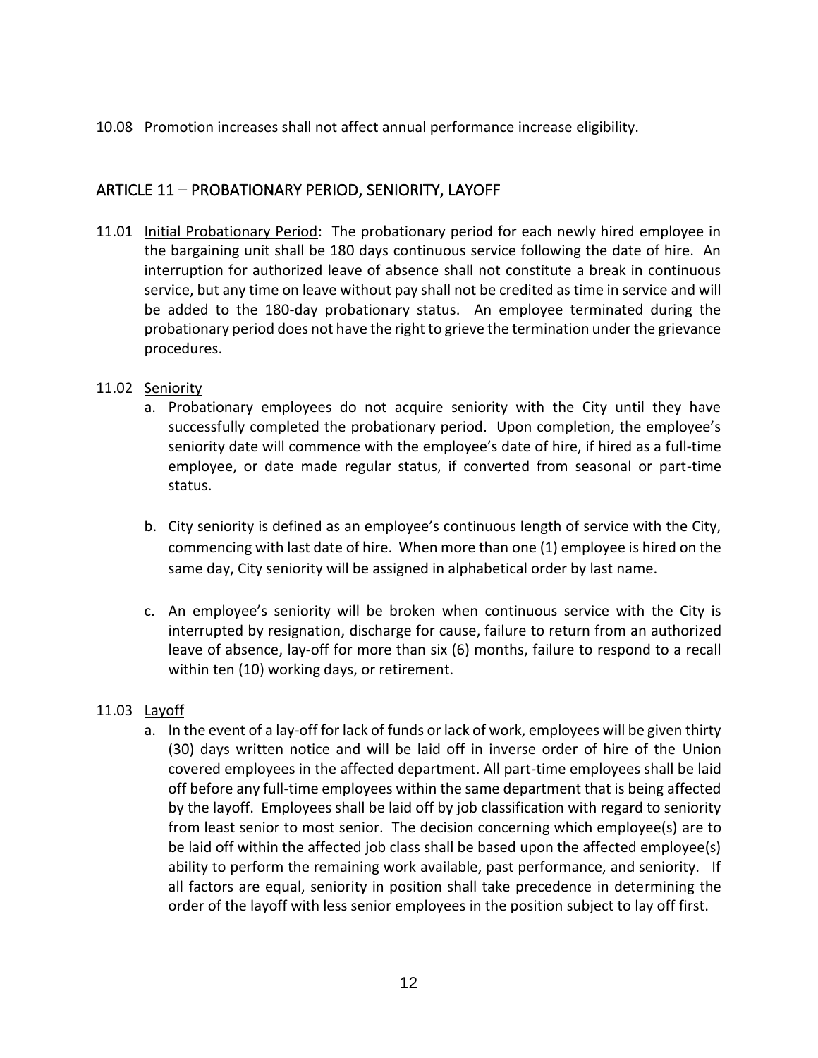10.08 Promotion increases shall not affect annual performance increase eligibility.

## ARTICLE 11 – PROBATIONARY PERIOD, SENIORITY, LAYOFF

11.01 Initial Probationary Period: The probationary period for each newly hired employee in the bargaining unit shall be 180 days continuous service following the date of hire. An interruption for authorized leave of absence shall not constitute a break in continuous service, but any time on leave without pay shall not be credited as time in service and will be added to the 180-day probationary status. An employee terminated during the probationary period does not have the right to grieve the termination under the grievance procedures.

11.02 Seniority

a. Probationary employees do not acquire seniority with the City until they have successfully completed the probationary period. Upon completion, the employee's seniority date will commence with the employee's date of hire, if hired as a full-time employee, or date made regular status, if converted from seasonal or part-time status.

b. City seniority is defined as an employee's continuous length of service with the City, commencing with last date of hire. When more than one (1) employee is hired on the same day, City seniority will be assigned in alphabetical order by last name.

c. An employee's seniority will be broken when continuous service with the City is interrupted by resignation, discharge for cause, failure to return from an authorized leave of absence, lay-off for more than six (6) months, failure to respond to a recall within ten (10) working days, or retirement.

11.03 Layoff

a. In the event of a lay-off for lack of funds or lack of work, employees will be given thirty (30) days written notice and will be laid off in inverse order of hire of the Union covered employees in the affected department. All part-time employees shall be laid off before any full-time employees within the same department that is being affected by the layoff. Employees shall be laid off by job classification with regard to seniority from least senior to most senior. The decision concerning which employee(s) are to be laid off within the affected job class shall be based upon the affected employee(s) ability to perform the remaining work available, past performance, and seniority. If all factors are equal, seniority in position shall take precedence in determining the order of the layoff with less senior employees in the position subject to lay off first.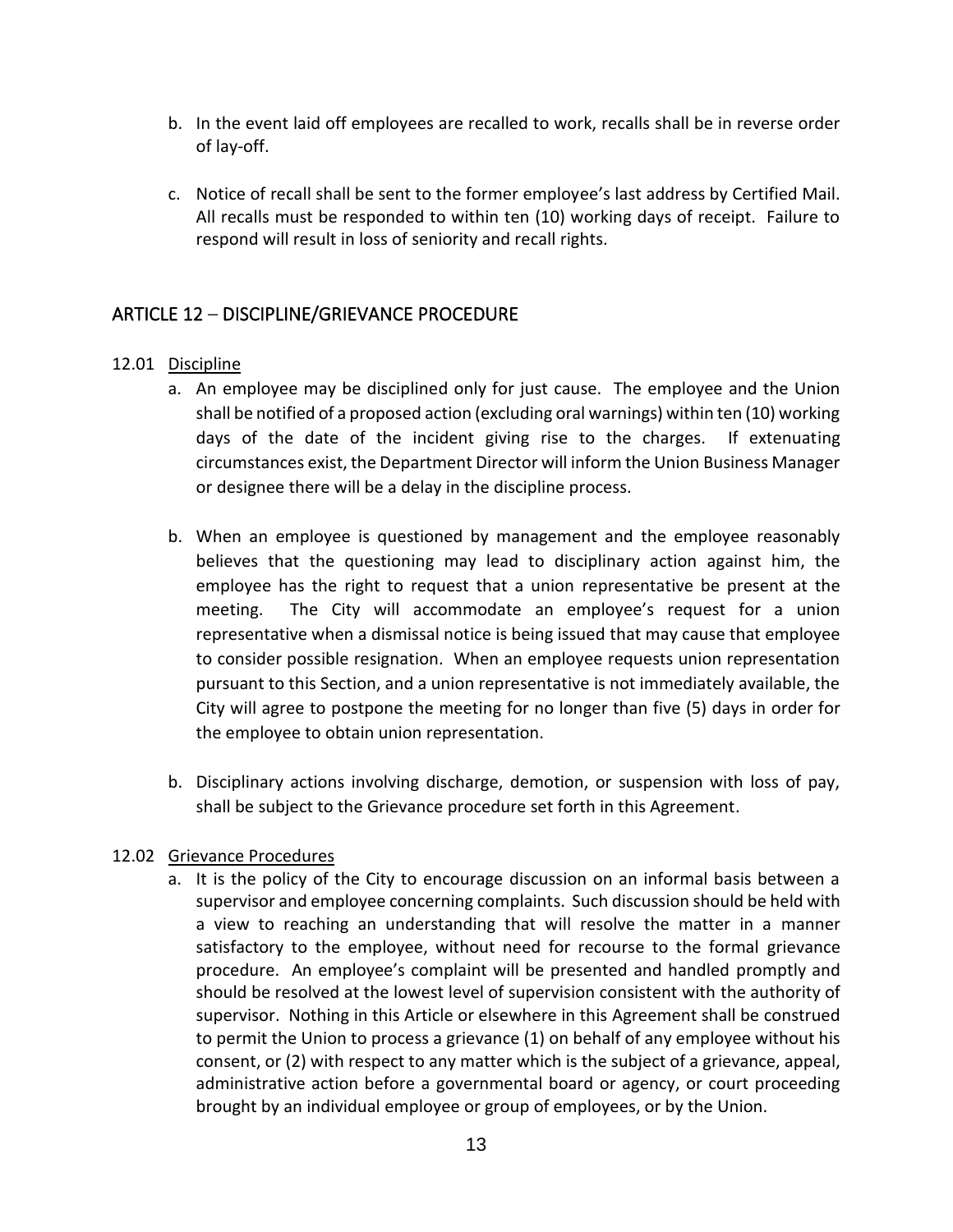b. In the event laid off employees are recalled to work, recalls shall be in reverse order of lay-off.

c. Notice of recall shall be sent to the former employee's last address by Certified Mail. All recalls must be responded to within ten (10) working days of receipt. Failure to respond will result in loss of seniority and recall rights.

## ARTICLE 12 – DISCIPLINE/GRIEVANCE PROCEDURE

12.01 Discipline

a. An employee may be disciplined only for just cause. The employee and the Union shall be notified of a proposed action (excluding oral warnings) within ten (10) working days of the date of the incident giving rise to the charges. If extenuating circumstances exist, the Department Director will inform the Union Business Manager or designee there will be a delay in the discipline process.

b. When an employee is questioned by management and the employee reasonably believes that the questioning may lead to disciplinary action against him, the employee has the right to request that a union representative be present at the meeting. The City will accommodate an employee's request for a union representative when a dismissal notice is being issued that may cause that employee to consider possible resignation. When an employee requests union representation pursuant to this Section, and a union representative is not immediately available, the City will agree to postpone the meeting for no longer than five (5) days in order for the employee to obtain union representation.

b. Disciplinary actions involving discharge, demotion, or suspension with loss of pay, shall be subject to the Grievance procedure set forth in this Agreement.

12.02 Grievance Procedures

a. It is the policy of the City to encourage discussion on an informal basis between a supervisor and employee concerning complaints. Such discussion should be held with a view to reaching an understanding that will resolve the matter in a manner satisfactory to the employee, without need for recourse to the formal grievance procedure. An employee's complaint will be presented and handled promptly and should be resolved at the lowest level of supervision consistent with the authority of supervisor. Nothing in this Article or elsewhere in this Agreement shall be construed to permit the Union to process a grievance (1) on behalf of any employee without his consent, or (2) with respect to any matter which is the subject of a grievance, appeal, administrative action before a governmental board or agency, or court proceeding brought by an individual employee or group of employees, or by the Union.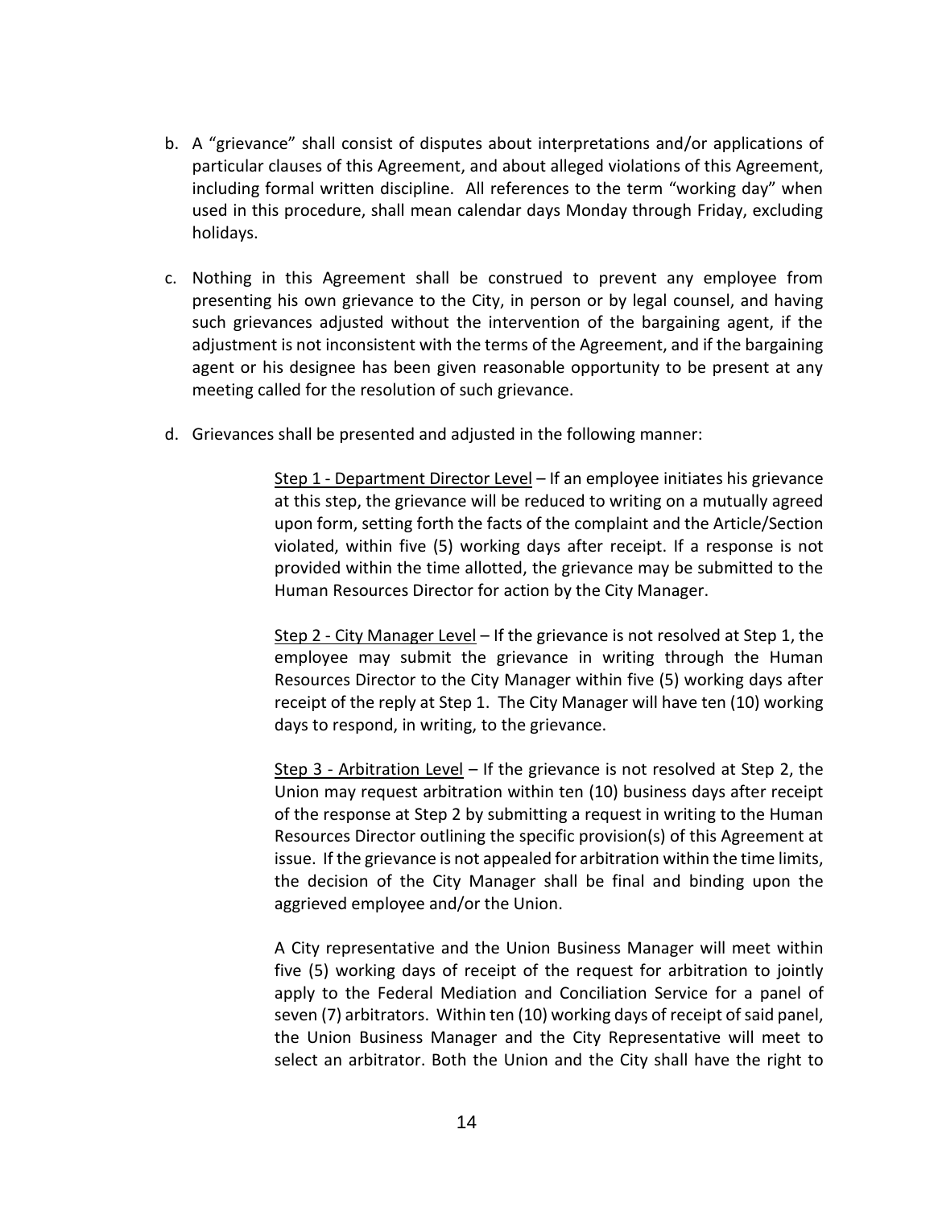b. A "grievance" shall consist of disputes about interpretations and/or applications of particular clauses of this Agreement, and about alleged violations of this Agreement, including formal written discipline. All references to the term "working day" when used in this procedure, shall mean calendar days Monday through Friday, excluding holidays.

c. Nothing in this Agreement shall be construed to prevent any employee from presenting his own grievance to the City, in person or by legal counsel, and having such grievances adjusted without the intervention of the bargaining agent, if the adjustment is not inconsistent with the terms of the Agreement, and if the bargaining agent or his designee has been given reasonable opportunity to be present at any meeting called for the resolution of such grievance.

d. Grievances shall be presented and adjusted in the following manner:

<u>Step 1 - Department Director Level</u> – If an employee initiates his grievance at this step, the grievance will be reduced to writing on a mutually agreed upon form, setting forth the facts of the complaint and the Article/Section violated, within five (5) working days after receipt. If a response is not provided within the time allotted, the grievance may be submitted to the Human Resources Director for action by the City Manager.

<u>Step 2 - City Manager Level</u> – If the grievance is not resolved at Step 1, the employee may submit the grievance in writing through the Human Resources Director to the City Manager within five (5) working days after receipt of the reply at Step 1. The City Manager will have ten (10) working days to respond, in writing, to the grievance.

<u>Step 3 - Arbitration Level</u> – If the grievance is not resolved at Step 2, the Union may request arbitration within ten (10) business days after receipt of the response at Step 2 by submitting a request in writing to the Human Resources Director outlining the specific provision(s) of this Agreement at issue. If the grievance is not appealed for arbitration within the time limits, the decision of the City Manager shall be final and binding upon the aggrieved employee and/or the Union.

A City representative and the Union Business Manager will meet within five (5) working days of receipt of the request for arbitration to jointly apply to the Federal Mediation and Conciliation Service for a panel of seven (7) arbitrators. Within ten (10) working days of receipt of said panel, the Union Business Manager and the City Representative will meet to select an arbitrator. Both the Union and the City shall have the right to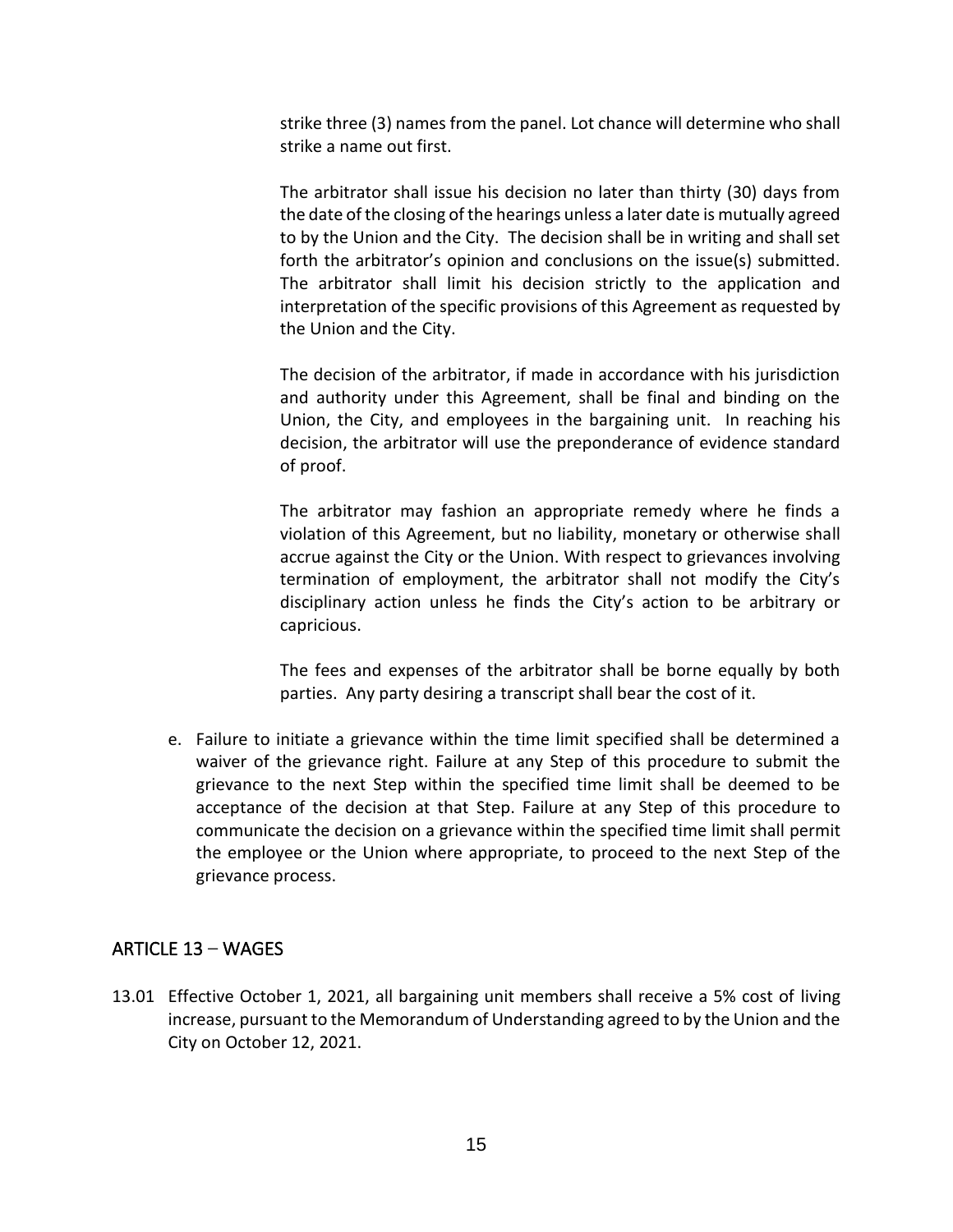strike three (3) names from the panel. Lot chance will determine who shall strike a name out first.

The arbitrator shall issue his decision no later than thirty (30) days from the date of the closing of the hearings unless a later date is mutually agreed to by the Union and the City. The decision shall be in writing and shall set forth the arbitrator's opinion and conclusions on the issue(s) submitted. The arbitrator shall limit his decision strictly to the application and interpretation of the specific provisions of this Agreement as requested by the Union and the City.

The decision of the arbitrator, if made in accordance with his jurisdiction and authority under this Agreement, shall be final and binding on the Union, the City, and employees in the bargaining unit. In reaching his decision, the arbitrator will use the preponderance of evidence standard of proof.

The arbitrator may fashion an appropriate remedy where he finds a violation of this Agreement, but no liability, monetary or otherwise shall accrue against the City or the Union. With respect to grievances involving termination of employment, the arbitrator shall not modify the City's disciplinary action unless he finds the City's action to be arbitrary or capricious.

The fees and expenses of the arbitrator shall be borne equally by both parties. Any party desiring a transcript shall bear the cost of it.

e. Failure to initiate a grievance within the time limit specified shall be determined a waiver of the grievance right. Failure at any Step of this procedure to submit the grievance to the next Step within the specified time limit shall be deemed to be acceptance of the decision at that Step. Failure at any Step of this procedure to communicate the decision on a grievance within the specified time limit shall permit the employee or the Union where appropriate, to proceed to the next Step of the grievance process.

## ARTICLE 13 – WAGES

13.01 Effective October 1, 2021, all bargaining unit members shall receive a 5% cost of living increase, pursuant to the Memorandum of Understanding agreed to by the Union and the City on October 12, 2021.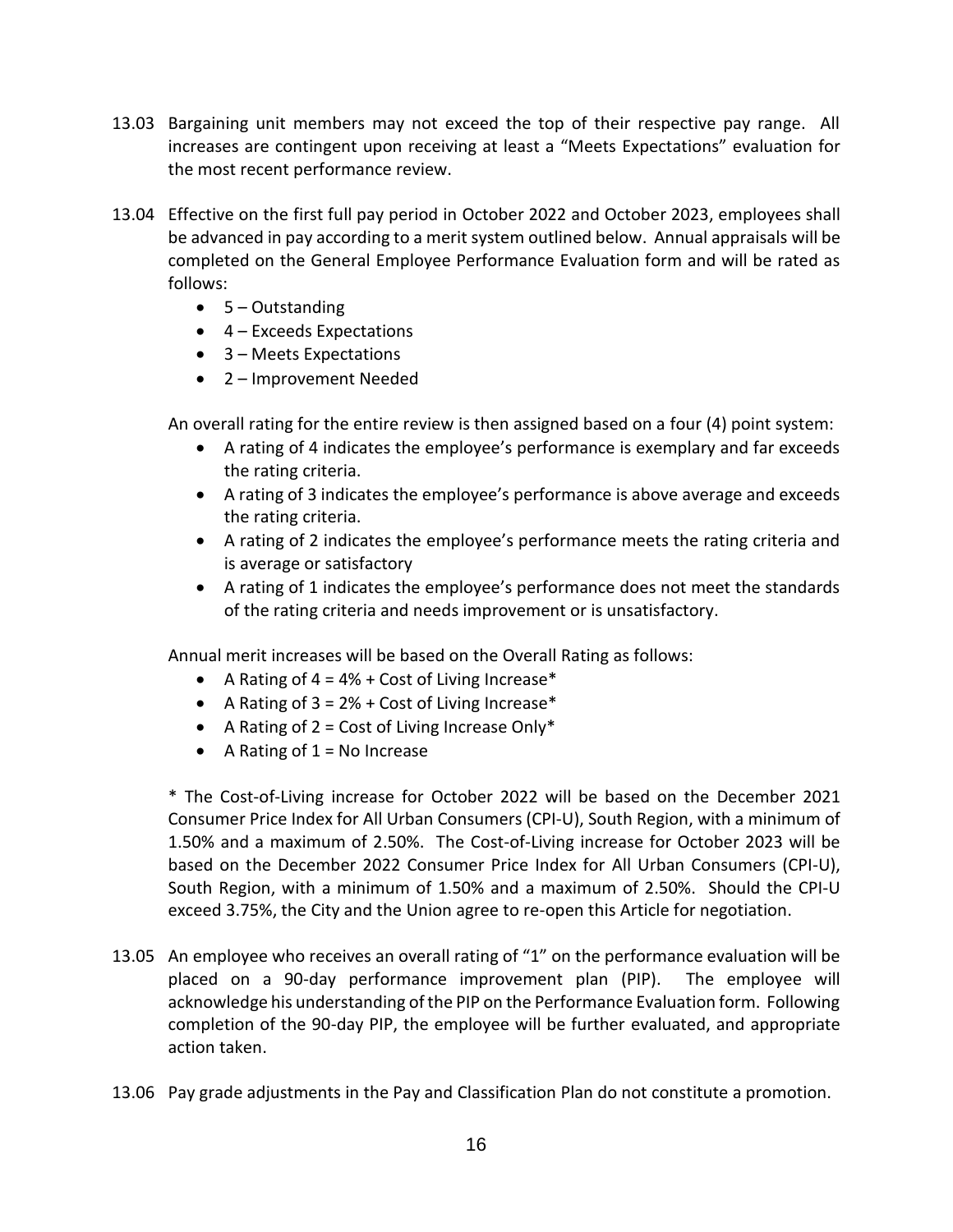13.03 Bargaining unit members may not exceed the top of their respective pay range. All increases are contingent upon receiving at least a "Meets Expectations" evaluation for the most recent performance review.

13.04 Effective on the first full pay period in October 2022 and October 2023, employees shall be advanced in pay according to a merit system outlined below. Annual appraisals will be completed on the General Employee Performance Evaluation form and will be rated as follows:

- 5 – Outstanding
- 4 – Exceeds Expectations
- 3 – Meets Expectations
- 2 – Improvement Needed

An overall rating for the entire review is then assigned based on a four (4) point system:

- A rating of 4 indicates the employee's performance is exemplary and far exceeds the rating criteria.
- A rating of 3 indicates the employee's performance is above average and exceeds the rating criteria.
- A rating of 2 indicates the employee's performance meets the rating criteria and is average or satisfactory
- A rating of 1 indicates the employee's performance does not meet the standards of the rating criteria and needs improvement or is unsatisfactory.

Annual merit increases will be based on the Overall Rating as follows:

- A Rating of 4 = 4% + Cost of Living Increase*
- A Rating of 3 = 2% + Cost of Living Increase*
- A Rating of 2 = Cost of Living Increase Only*
- A Rating of 1 = No Increase

* The Cost-of-Living increase for October 2022 will be based on the December 2021 Consumer Price Index for All Urban Consumers (CPI-U), South Region, with a minimum of 1.50% and a maximum of 2.50%. The Cost-of-Living increase for October 2023 will be based on the December 2022 Consumer Price Index for All Urban Consumers (CPI-U), South Region, with a minimum of 1.50% and a maximum of 2.50%. Should the CPI-U exceed 3.75%, the City and the Union agree to re-open this Article for negotiation.

13.05 An employee who receives an overall rating of "1" on the performance evaluation will be placed on a 90-day performance improvement plan (PIP). The employee will acknowledge his understanding of the PIP on the Performance Evaluation form. Following completion of the 90-day PIP, the employee will be further evaluated, and appropriate action taken.

13.06 Pay grade adjustments in the Pay and Classification Plan do not constitute a promotion.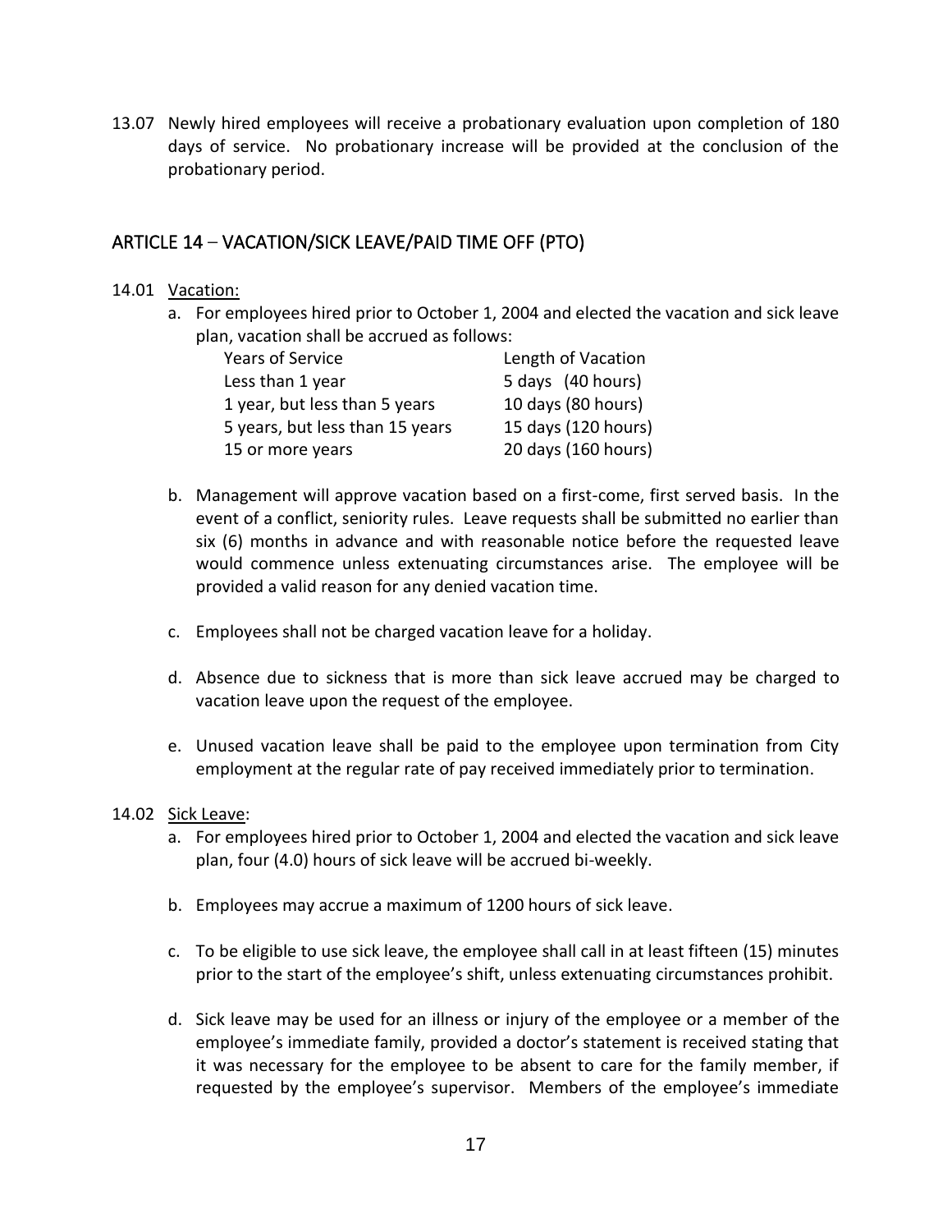13.07 Newly hired employees will receive a probationary evaluation upon completion of 180 days of service. No probationary increase will be provided at the conclusion of the probationary period.

## ARTICLE 14 – VACATION/SICK LEAVE/PAID TIME OFF (PTO)

14.01 Vacation:

a. For employees hired prior to October 1, 2004 and elected the vacation and sick leave plan, vacation shall be accrued as follows:

| Years of Service | Length of Vacation |
|---|---|
| Less than 1 year | 5 days (40 hours) |
| 1 year, but less than 5 years | 10 days (80 hours) |
| 5 years, but less than 15 years | 15 days (120 hours) |
| 15 or more years | 20 days (160 hours) |

b. Management will approve vacation based on a first-come, first served basis. In the event of a conflict, seniority rules. Leave requests shall be submitted no earlier than six (6) months in advance and with reasonable notice before the requested leave would commence unless extenuating circumstances arise. The employee will be provided a valid reason for any denied vacation time.

c. Employees shall not be charged vacation leave for a holiday.

d. Absence due to sickness that is more than sick leave accrued may be charged to vacation leave upon the request of the employee.

e. Unused vacation leave shall be paid to the employee upon termination from City employment at the regular rate of pay received immediately prior to termination.

14.02 Sick Leave:

a. For employees hired prior to October 1, 2004 and elected the vacation and sick leave plan, four (4.0) hours of sick leave will be accrued bi-weekly.

b. Employees may accrue a maximum of 1200 hours of sick leave.

c. To be eligible to use sick leave, the employee shall call in at least fifteen (15) minutes prior to the start of the employee's shift, unless extenuating circumstances prohibit.

d. Sick leave may be used for an illness or injury of the employee or a member of the employee's immediate family, provided a doctor's statement is received stating that it was necessary for the employee to be absent to care for the family member, if requested by the employee's supervisor. Members of the employee's immediate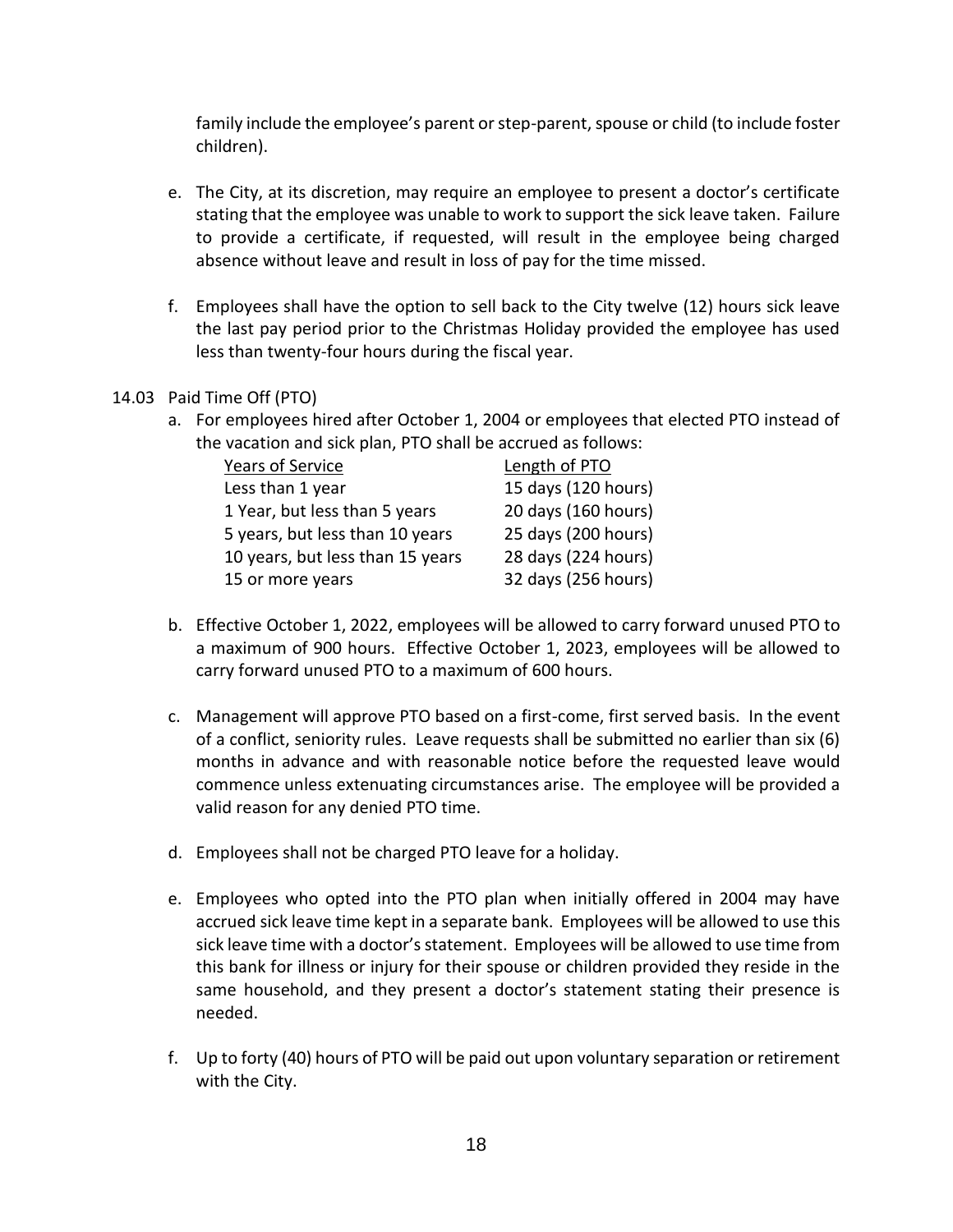family include the employee's parent or step-parent, spouse or child (to include foster children).

e. The City, at its discretion, may require an employee to present a doctor's certificate stating that the employee was unable to work to support the sick leave taken. Failure to provide a certificate, if requested, will result in the employee being charged absence without leave and result in loss of pay for the time missed.

f. Employees shall have the option to sell back to the City twelve (12) hours sick leave the last pay period prior to the Christmas Holiday provided the employee has used less than twenty-four hours during the fiscal year.

14.03 Paid Time Off (PTO)

a. For employees hired after October 1, 2004 or employees that elected PTO instead of the vacation and sick plan, PTO shall be accrued as follows:

| Years of Service | Length of PTO |
|---|---|
| Less than 1 year | 15 days (120 hours) |
| 1 Year, but less than 5 years | 20 days (160 hours) |
| 5 years, but less than 10 years | 25 days (200 hours) |
| 10 years, but less than 15 years | 28 days (224 hours) |
| 15 or more years | 32 days (256 hours) |

b. Effective October 1, 2022, employees will be allowed to carry forward unused PTO to a maximum of 900 hours. Effective October 1, 2023, employees will be allowed to carry forward unused PTO to a maximum of 600 hours.

c. Management will approve PTO based on a first-come, first served basis. In the event of a conflict, seniority rules. Leave requests shall be submitted no earlier than six (6) months in advance and with reasonable notice before the requested leave would commence unless extenuating circumstances arise. The employee will be provided a valid reason for any denied PTO time.

d. Employees shall not be charged PTO leave for a holiday.

e. Employees who opted into the PTO plan when initially offered in 2004 may have accrued sick leave time kept in a separate bank. Employees will be allowed to use this sick leave time with a doctor's statement. Employees will be allowed to use time from this bank for illness or injury for their spouse or children provided they reside in the same household, and they present a doctor's statement stating their presence is needed.

f. Up to forty (40) hours of PTO will be paid out upon voluntary separation or retirement with the City.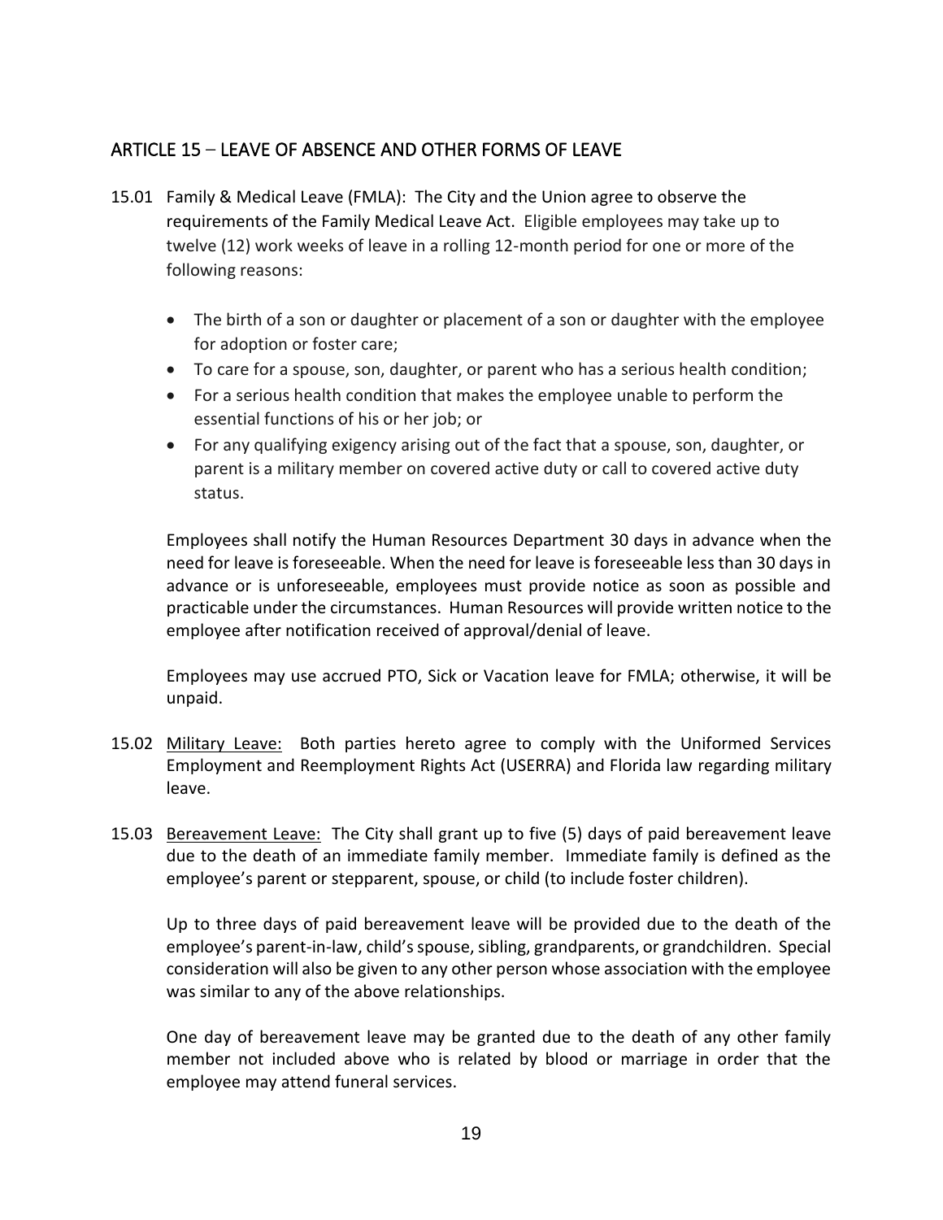## ARTICLE 15 – LEAVE OF ABSENCE AND OTHER FORMS OF LEAVE

15.01 Family & Medical Leave (FMLA): The City and the Union agree to observe the requirements of the Family Medical Leave Act. Eligible employees may take up to twelve (12) work weeks of leave in a rolling 12-month period for one or more of the following reasons:

- The birth of a son or daughter or placement of a son or daughter with the employee for adoption or foster care;
- To care for a spouse, son, daughter, or parent who has a serious health condition;
- For a serious health condition that makes the employee unable to perform the essential functions of his or her job; or
- For any qualifying exigency arising out of the fact that a spouse, son, daughter, or parent is a military member on covered active duty or call to covered active duty status.

Employees shall notify the Human Resources Department 30 days in advance when the need for leave is foreseeable. When the need for leave is foreseeable less than 30 days in advance or is unforeseeable, employees must provide notice as soon as possible and practicable under the circumstances. Human Resources will provide written notice to the employee after notification received of approval/denial of leave.

Employees may use accrued PTO, Sick or Vacation leave for FMLA; otherwise, it will be unpaid.

15.02 <u>Military Leave:</u> Both parties hereto agree to comply with the Uniformed Services Employment and Reemployment Rights Act (USERRA) and Florida law regarding military leave.

15.03 <u>Bereavement Leave:</u> The City shall grant up to five (5) days of paid bereavement leave due to the death of an immediate family member. Immediate family is defined as the employee's parent or stepparent, spouse, or child (to include foster children).

Up to three days of paid bereavement leave will be provided due to the death of the employee's parent-in-law, child's spouse, sibling, grandparents, or grandchildren. Special consideration will also be given to any other person whose association with the employee was similar to any of the above relationships.

One day of bereavement leave may be granted due to the death of any other family member not included above who is related by blood or marriage in order that the employee may attend funeral services.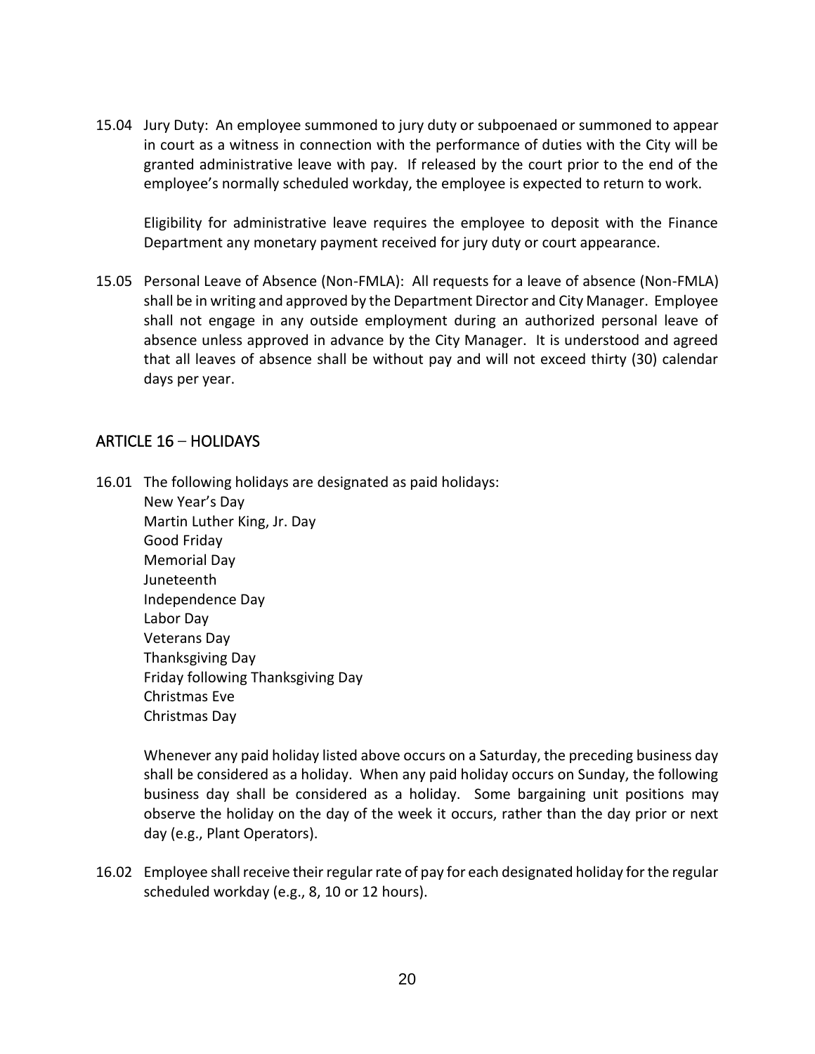15.04 Jury Duty: An employee summoned to jury duty or subpoenaed or summoned to appear in court as a witness in connection with the performance of duties with the City will be granted administrative leave with pay. If released by the court prior to the end of the employee's normally scheduled workday, the employee is expected to return to work.

Eligibility for administrative leave requires the employee to deposit with the Finance Department any monetary payment received for jury duty or court appearance.

15.05 Personal Leave of Absence (Non-FMLA): All requests for a leave of absence (Non-FMLA) shall be in writing and approved by the Department Director and City Manager. Employee shall not engage in any outside employment during an authorized personal leave of absence unless approved in advance by the City Manager. It is understood and agreed that all leaves of absence shall be without pay and will not exceed thirty (30) calendar days per year.

## ARTICLE 16 – HOLIDAYS

16.01 The following holidays are designated as paid holidays:

New Year's Day
Martin Luther King, Jr. Day
Good Friday
Memorial Day
Juneteenth
Independence Day
Labor Day
Veterans Day
Thanksgiving Day
Friday following Thanksgiving Day
Christmas Eve
Christmas Day

Whenever any paid holiday listed above occurs on a Saturday, the preceding business day shall be considered as a holiday. When any paid holiday occurs on Sunday, the following business day shall be considered as a holiday. Some bargaining unit positions may observe the holiday on the day of the week it occurs, rather than the day prior or next day (e.g., Plant Operators).

16.02 Employee shall receive their regular rate of pay for each designated holiday for the regular scheduled workday (e.g., 8, 10 or 12 hours).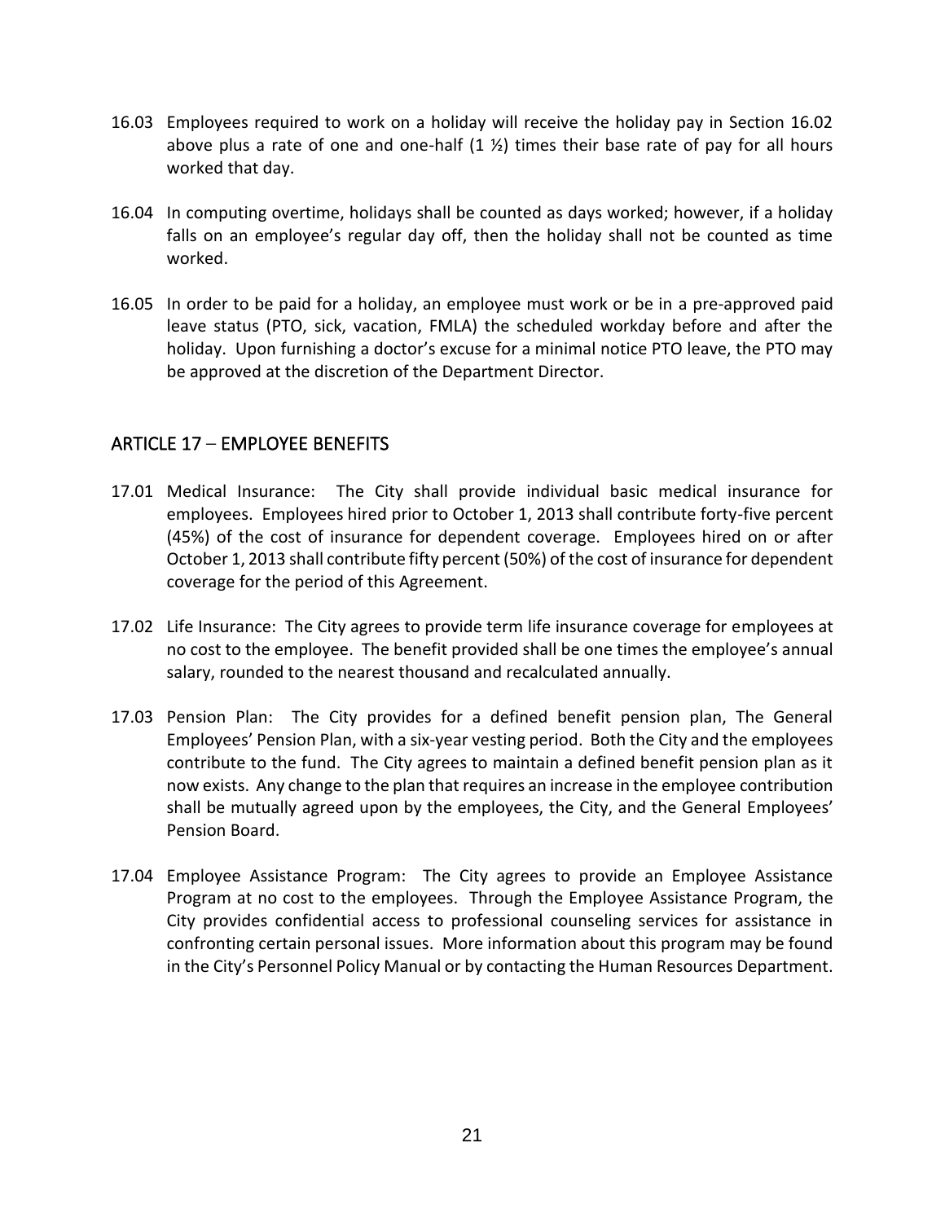16.03 Employees required to work on a holiday will receive the holiday pay in Section 16.02 above plus a rate of one and one-half (1 ½) times their base rate of pay for all hours worked that day.

16.04 In computing overtime, holidays shall be counted as days worked; however, if a holiday falls on an employee's regular day off, then the holiday shall not be counted as time worked.

16.05 In order to be paid for a holiday, an employee must work or be in a pre-approved paid leave status (PTO, sick, vacation, FMLA) the scheduled workday before and after the holiday. Upon furnishing a doctor's excuse for a minimal notice PTO leave, the PTO may be approved at the discretion of the Department Director.

## ARTICLE 17 – EMPLOYEE BENEFITS

17.01 Medical Insurance: The City shall provide individual basic medical insurance for employees. Employees hired prior to October 1, 2013 shall contribute forty-five percent (45%) of the cost of insurance for dependent coverage. Employees hired on or after October 1, 2013 shall contribute fifty percent (50%) of the cost of insurance for dependent coverage for the period of this Agreement.

17.02 Life Insurance: The City agrees to provide term life insurance coverage for employees at no cost to the employee. The benefit provided shall be one times the employee's annual salary, rounded to the nearest thousand and recalculated annually.

17.03 Pension Plan: The City provides for a defined benefit pension plan, The General Employees' Pension Plan, with a six-year vesting period. Both the City and the employees contribute to the fund. The City agrees to maintain a defined benefit pension plan as it now exists. Any change to the plan that requires an increase in the employee contribution shall be mutually agreed upon by the employees, the City, and the General Employees' Pension Board.

17.04 Employee Assistance Program: The City agrees to provide an Employee Assistance Program at no cost to the employees. Through the Employee Assistance Program, the City provides confidential access to professional counseling services for assistance in confronting certain personal issues. More information about this program may be found in the City's Personnel Policy Manual or by contacting the Human Resources Department.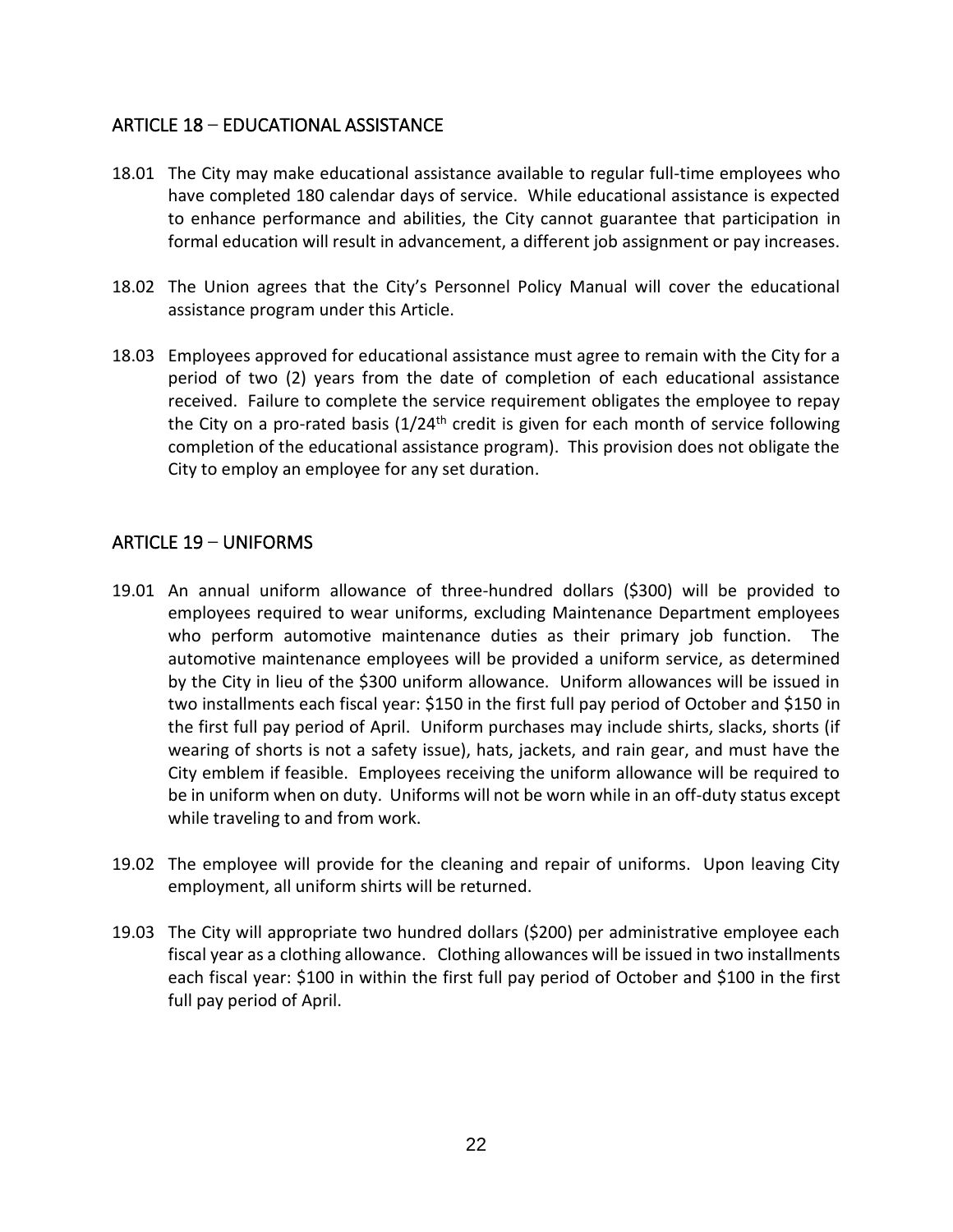## ARTICLE 18 – EDUCATIONAL ASSISTANCE

18.01 The City may make educational assistance available to regular full-time employees who have completed 180 calendar days of service. While educational assistance is expected to enhance performance and abilities, the City cannot guarantee that participation in formal education will result in advancement, a different job assignment or pay increases.

18.02 The Union agrees that the City's Personnel Policy Manual will cover the educational assistance program under this Article.

18.03 Employees approved for educational assistance must agree to remain with the City for a period of two (2) years from the date of completion of each educational assistance received. Failure to complete the service requirement obligates the employee to repay the City on a pro-rated basis (1/24th credit is given for each month of service following completion of the educational assistance program). This provision does not obligate the City to employ an employee for any set duration.

## ARTICLE 19 – UNIFORMS

19.01 An annual uniform allowance of three-hundred dollars ($300) will be provided to employees required to wear uniforms, excluding Maintenance Department employees who perform automotive maintenance duties as their primary job function. The automotive maintenance employees will be provided a uniform service, as determined by the City in lieu of the $300 uniform allowance. Uniform allowances will be issued in two installments each fiscal year: $150 in the first full pay period of October and $150 in the first full pay period of April. Uniform purchases may include shirts, slacks, shorts (if wearing of shorts is not a safety issue), hats, jackets, and rain gear, and must have the City emblem if feasible. Employees receiving the uniform allowance will be required to be in uniform when on duty. Uniforms will not be worn while in an off-duty status except while traveling to and from work.

19.02 The employee will provide for the cleaning and repair of uniforms. Upon leaving City employment, all uniform shirts will be returned.

19.03 The City will appropriate two hundred dollars ($200) per administrative employee each fiscal year as a clothing allowance. Clothing allowances will be issued in two installments each fiscal year: $100 in within the first full pay period of October and $100 in the first full pay period of April.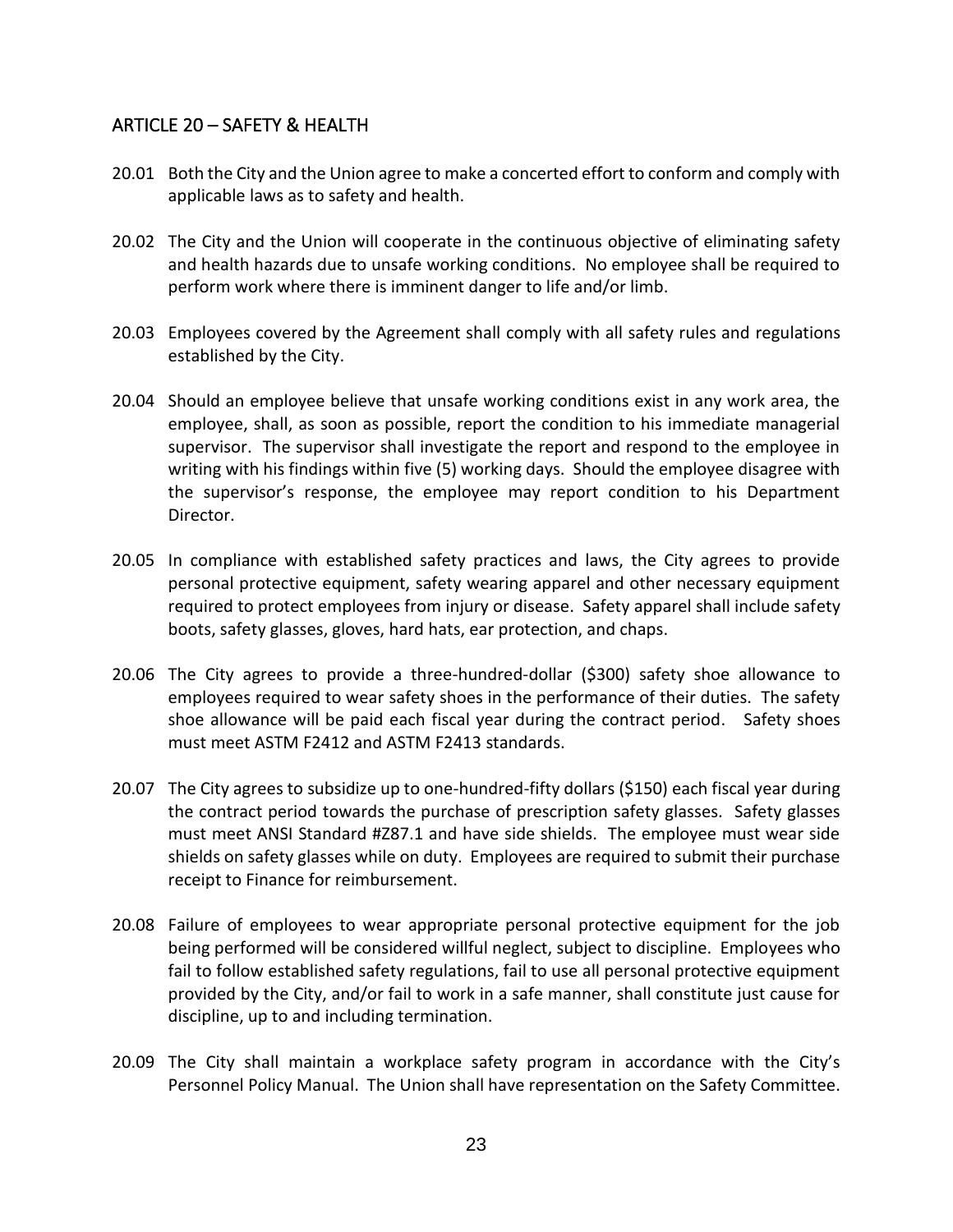## ARTICLE 20 – SAFETY & HEALTH

20.01 Both the City and the Union agree to make a concerted effort to conform and comply with applicable laws as to safety and health.

20.02 The City and the Union will cooperate in the continuous objective of eliminating safety and health hazards due to unsafe working conditions. No employee shall be required to perform work where there is imminent danger to life and/or limb.

20.03 Employees covered by the Agreement shall comply with all safety rules and regulations established by the City.

20.04 Should an employee believe that unsafe working conditions exist in any work area, the employee, shall, as soon as possible, report the condition to his immediate managerial supervisor. The supervisor shall investigate the report and respond to the employee in writing with his findings within five (5) working days. Should the employee disagree with the supervisor's response, the employee may report condition to his Department Director.

20.05 In compliance with established safety practices and laws, the City agrees to provide personal protective equipment, safety wearing apparel and other necessary equipment required to protect employees from injury or disease. Safety apparel shall include safety boots, safety glasses, gloves, hard hats, ear protection, and chaps.

20.06 The City agrees to provide a three-hundred-dollar ($300) safety shoe allowance to employees required to wear safety shoes in the performance of their duties. The safety shoe allowance will be paid each fiscal year during the contract period. Safety shoes must meet ASTM F2412 and ASTM F2413 standards.

20.07 The City agrees to subsidize up to one-hundred-fifty dollars ($150) each fiscal year during the contract period towards the purchase of prescription safety glasses. Safety glasses must meet ANSI Standard #Z87.1 and have side shields. The employee must wear side shields on safety glasses while on duty. Employees are required to submit their purchase receipt to Finance for reimbursement.

20.08 Failure of employees to wear appropriate personal protective equipment for the job being performed will be considered willful neglect, subject to discipline. Employees who fail to follow established safety regulations, fail to use all personal protective equipment provided by the City, and/or fail to work in a safe manner, shall constitute just cause for discipline, up to and including termination.

20.09 The City shall maintain a workplace safety program in accordance with the City's Personnel Policy Manual. The Union shall have representation on the Safety Committee.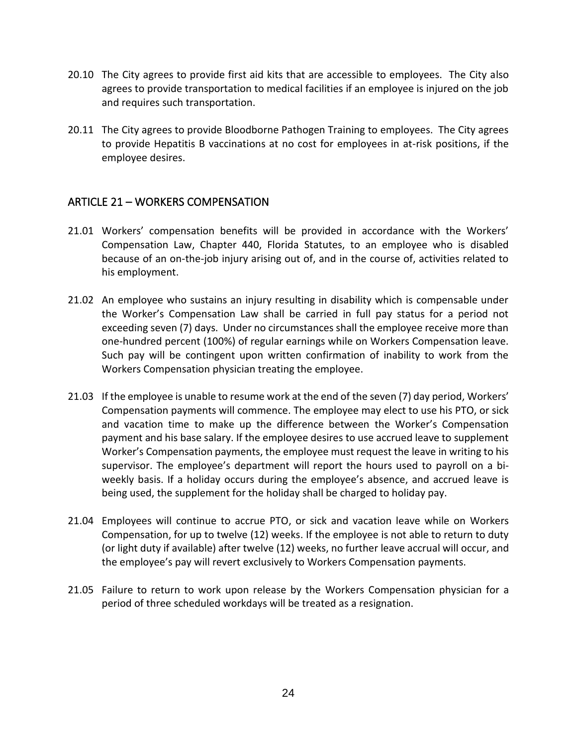20.10 The City agrees to provide first aid kits that are accessible to employees. The City also agrees to provide transportation to medical facilities if an employee is injured on the job and requires such transportation.

20.11 The City agrees to provide Bloodborne Pathogen Training to employees. The City agrees to provide Hepatitis B vaccinations at no cost for employees in at-risk positions, if the employee desires.

## ARTICLE 21 – WORKERS COMPENSATION

21.01 Workers' compensation benefits will be provided in accordance with the Workers' Compensation Law, Chapter 440, Florida Statutes, to an employee who is disabled because of an on-the-job injury arising out of, and in the course of, activities related to his employment.

21.02 An employee who sustains an injury resulting in disability which is compensable under the Worker's Compensation Law shall be carried in full pay status for a period not exceeding seven (7) days. Under no circumstances shall the employee receive more than one-hundred percent (100%) of regular earnings while on Workers Compensation leave. Such pay will be contingent upon written confirmation of inability to work from the Workers Compensation physician treating the employee.

21.03 If the employee is unable to resume work at the end of the seven (7) day period, Workers' Compensation payments will commence. The employee may elect to use his PTO, or sick and vacation time to make up the difference between the Worker's Compensation payment and his base salary. If the employee desires to use accrued leave to supplement Worker's Compensation payments, the employee must request the leave in writing to his supervisor. The employee's department will report the hours used to payroll on a bi-weekly basis. If a holiday occurs during the employee's absence, and accrued leave is being used, the supplement for the holiday shall be charged to holiday pay.

21.04 Employees will continue to accrue PTO, or sick and vacation leave while on Workers Compensation, for up to twelve (12) weeks. If the employee is not able to return to duty (or light duty if available) after twelve (12) weeks, no further leave accrual will occur, and the employee's pay will revert exclusively to Workers Compensation payments.

21.05 Failure to return to work upon release by the Workers Compensation physician for a period of three scheduled workdays will be treated as a resignation.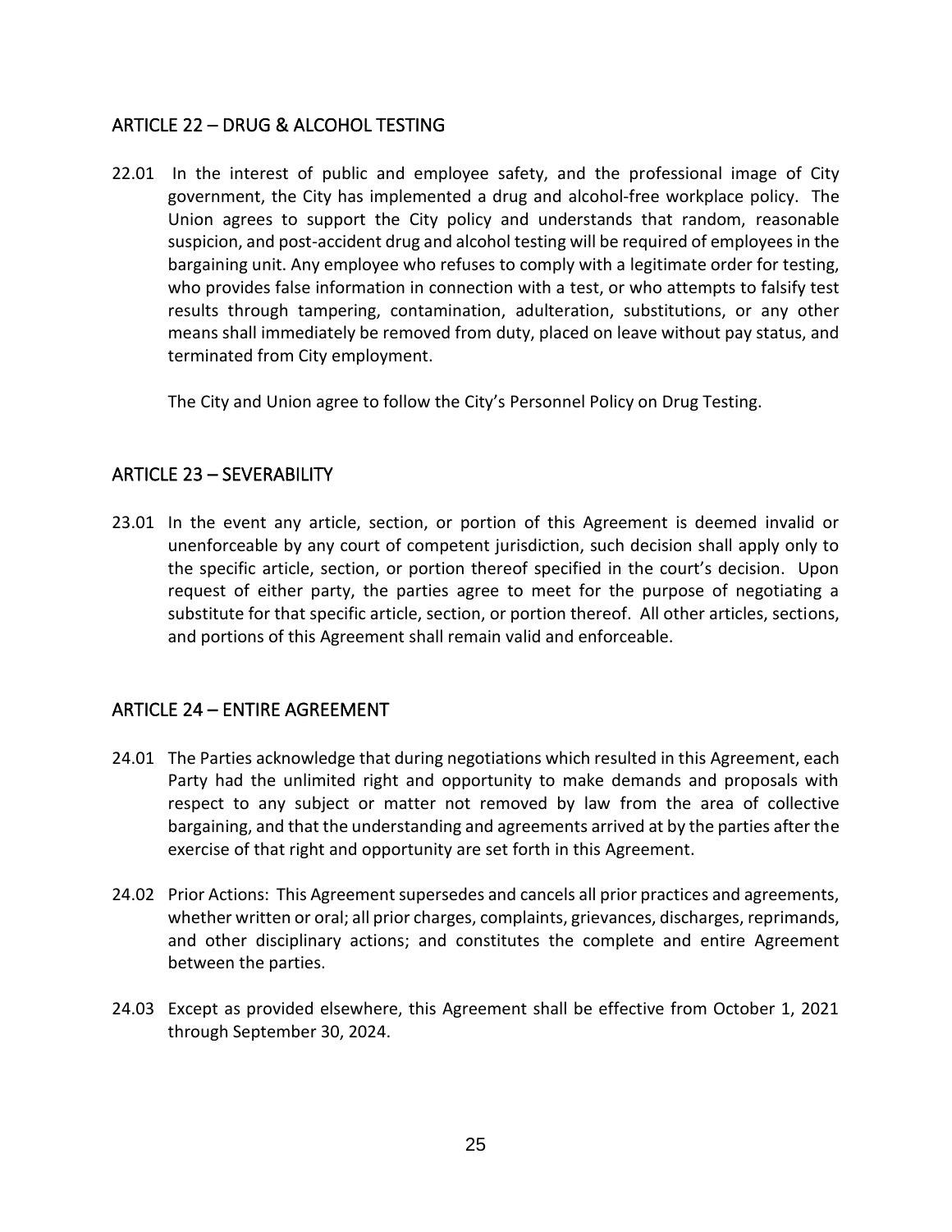## ARTICLE 22 – DRUG & ALCOHOL TESTING

22.01 In the interest of public and employee safety, and the professional image of City government, the City has implemented a drug and alcohol-free workplace policy. The Union agrees to support the City policy and understands that random, reasonable suspicion, and post-accident drug and alcohol testing will be required of employees in the bargaining unit. Any employee who refuses to comply with a legitimate order for testing, who provides false information in connection with a test, or who attempts to falsify test results through tampering, contamination, adulteration, substitutions, or any other means shall immediately be removed from duty, placed on leave without pay status, and terminated from City employment.

The City and Union agree to follow the City's Personnel Policy on Drug Testing.

## ARTICLE 23 – SEVERABILITY

23.01 In the event any article, section, or portion of this Agreement is deemed invalid or unenforceable by any court of competent jurisdiction, such decision shall apply only to the specific article, section, or portion thereof specified in the court's decision. Upon request of either party, the parties agree to meet for the purpose of negotiating a substitute for that specific article, section, or portion thereof. All other articles, sections, and portions of this Agreement shall remain valid and enforceable.

## ARTICLE 24 – ENTIRE AGREEMENT

24.01 The Parties acknowledge that during negotiations which resulted in this Agreement, each Party had the unlimited right and opportunity to make demands and proposals with respect to any subject or matter not removed by law from the area of collective bargaining, and that the understanding and agreements arrived at by the parties after the exercise of that right and opportunity are set forth in this Agreement.

24.02 Prior Actions: This Agreement supersedes and cancels all prior practices and agreements, whether written or oral; all prior charges, complaints, grievances, discharges, reprimands, and other disciplinary actions; and constitutes the complete and entire Agreement between the parties.

24.03 Except as provided elsewhere, this Agreement shall be effective from October 1, 2021 through September 30, 2024.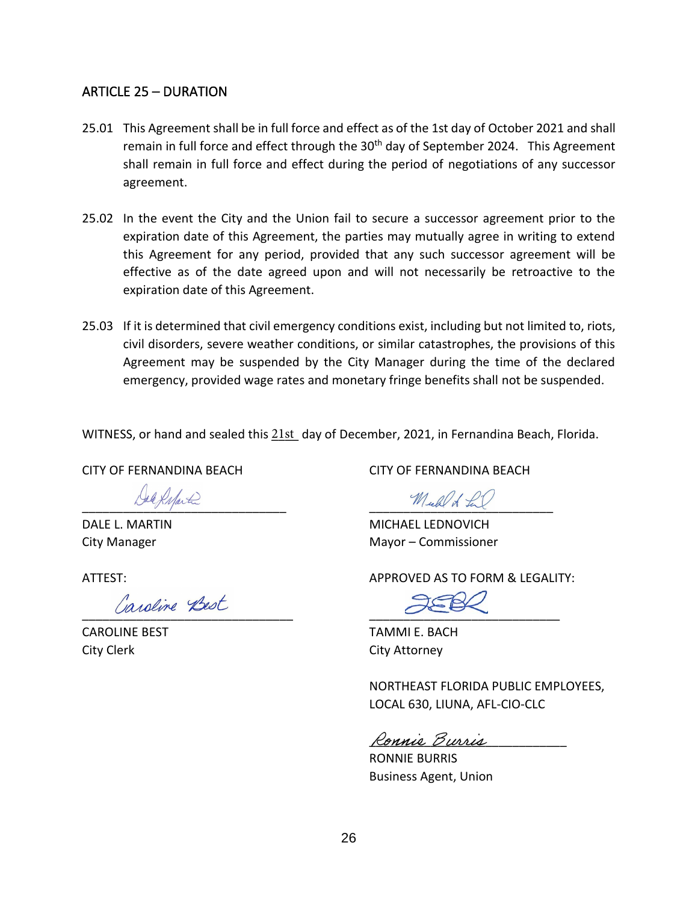## ARTICLE 25 – DURATION

25.01 This Agreement shall be in full force and effect as of the 1st day of October 2021 and shall remain in full force and effect through the 30th day of September 2024. This Agreement shall remain in full force and effect during the period of negotiations of any successor agreement.

25.02 In the event the City and the Union fail to secure a successor agreement prior to the expiration date of this Agreement, the parties may mutually agree in writing to extend this Agreement for any period, provided that any such successor agreement will be effective as of the date agreed upon and will not necessarily be retroactive to the expiration date of this Agreement.

25.03 If it is determined that civil emergency conditions exist, including but not limited to, riots, civil disorders, severe weather conditions, or similar catastrophes, the provisions of this Agreement may be suspended by the City Manager during the time of the declared emergency, provided wage rates and monetary fringe benefits shall not be suspended.

WITNESS, or hand and sealed this 21st day of December, 2021, in Fernandina Beach, Florida.

CITY OF FERNANDINA BEACH

______________________________
DALE L. MARTIN
City Manager

ATTEST:

______________________________
CAROLINE BEST
City Clerk

CITY OF FERNANDINA BEACH

______________________________
MICHAEL LEDNOVICH
Mayor – Commissioner

APPROVED AS TO FORM & LEGALITY:

______________________________
TAMMI E. BACH
City Attorney

NORTHEAST FLORIDA PUBLIC EMPLOYEES, LOCAL 630, LIUNA, AFL-CIO-CLC

Ronnie Burris______________
RONNIE BURRIS
Business Agent, Union